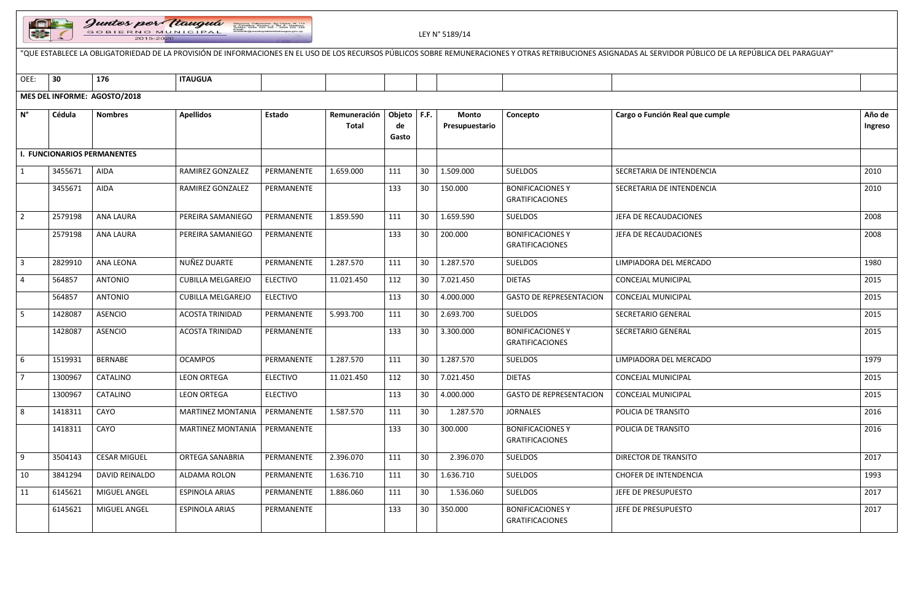Juntos por Itauguá
GOBIERNO MUNICIPAL
2015-2020

LEY N° 5189/14

"QUE ESTABLECE LA OBLIGATORIEDAD DE LA PROVISIÓN DE INFORMACIONES EN EL USO DE LOS RECURSOS PÚBLICOS SOBRE REMUNERACIONES Y OTRAS RETRIBUCIONES ASIGNADAS AL SERVIDOR PÚBLICO DE LA REPÚBLICA DEL PARAGUAY"

| OEE: | 30 | 176 | ITAUGUA | | | | | | | | |
|---|---|---|---|---|---|---|---|---|---|---|---|
| **MES DEL INFORME: AGOSTO/2018** | | | | | | | | | | | |
| **N°** | **Cédula** | **Nombres** | **Apellidos** | **Estado** | **Remuneración Total** | **Objeto de Gasto** | **F.F.** | **Monto Presupuestario** | **Concepto** | **Cargo o Función Real que cumple** | **Año de Ingreso** |
| **I. FUNCIONARIOS PERMANENTES** | | | | | | | | | | | |
| 1 | 3455671 | AIDA | RAMIREZ GONZALEZ | PERMANENTE | 1.659.000 | 111 | 30 | 1.509.000 | SUELDOS | SECRETARIA DE INTENDENCIA | 2010 |
| | 3455671 | AIDA | RAMIREZ GONZALEZ | PERMANENTE | | 133 | 30 | 150.000 | BONIFICACIONES Y GRATIFICACIONES | SECRETARIA DE INTENDENCIA | 2010 |
| 2 | 2579198 | ANA LAURA | PEREIRA SAMANIEGO | PERMANENTE | 1.859.590 | 111 | 30 | 1.659.590 | SUELDOS | JEFA DE RECAUDACIONES | 2008 |
| | 2579198 | ANA LAURA | PEREIRA SAMANIEGO | PERMANENTE | | 133 | 30 | 200.000 | BONIFICACIONES Y GRATIFICACIONES | JEFA DE RECAUDACIONES | 2008 |
| 3 | 2829910 | ANA LEONA | NUÑEZ DUARTE | PERMANENTE | 1.287.570 | 111 | 30 | 1.287.570 | SUELDOS | LIMPIADORA DEL MERCADO | 1980 |
| 4 | 564857 | ANTONIO | CUBILLA MELGAREJO | ELECTIVO | 11.021.450 | 112 | 30 | 7.021.450 | DIETAS | CONCEJAL MUNICIPAL | 2015 |
| | 564857 | ANTONIO | CUBILLA MELGAREJO | ELECTIVO | | 113 | 30 | 4.000.000 | GASTO DE REPRESENTACION | CONCEJAL MUNICIPAL | 2015 |
| 5 | 1428087 | ASENCIO | ACOSTA TRINIDAD | PERMANENTE | 5.993.700 | 111 | 30 | 2.693.700 | SUELDOS | SECRETARIO GENERAL | 2015 |
| | 1428087 | ASENCIO | ACOSTA TRINIDAD | PERMANENTE | | 133 | 30 | 3.300.000 | BONIFICACIONES Y GRATIFICACIONES | SECRETARIO GENERAL | 2015 |
| 6 | 1519931 | BERNABE | OCAMPOS | PERMANENTE | 1.287.570 | 111 | 30 | 1.287.570 | SUELDOS | LIMPIADORA DEL MERCADO | 1979 |
| 7 | 1300967 | CATALINO | LEON ORTEGA | ELECTIVO | 11.021.450 | 112 | 30 | 7.021.450 | DIETAS | CONCEJAL MUNICIPAL | 2015 |
| | 1300967 | CATALINO | LEON ORTEGA | ELECTIVO | | 113 | 30 | 4.000.000 | GASTO DE REPRESENTACION | CONCEJAL MUNICIPAL | 2015 |
| 8 | 1418311 | CAYO | MARTINEZ MONTANIA | PERMANENTE | 1.587.570 | 111 | 30 | 1.287.570 | JORNALES | POLICIA DE TRANSITO | 2016 |
| | 1418311 | CAYO | MARTINEZ MONTANIA | PERMANENTE | | 133 | 30 | 300.000 | BONIFICACIONES Y GRATIFICACIONES | POLICIA DE TRANSITO | 2016 |
| 9 | 3504143 | CESAR MIGUEL | ORTEGA SANABRIA | PERMANENTE | 2.396.070 | 111 | 30 | 2.396.070 | SUELDOS | DIRECTOR DE TRANSITO | 2017 |
| 10 | 3841294 | DAVID REINALDO | ALDAMA ROLON | PERMANENTE | 1.636.710 | 111 | 30 | 1.636.710 | SUELDOS | CHOFER DE INTENDENCIA | 1993 |
| 11 | 6145621 | MIGUEL ANGEL | ESPINOLA ARIAS | PERMANENTE | 1.886.060 | 111 | 30 | 1.536.060 | SUELDOS | JEFE DE PRESUPUESTO | 2017 |
| | 6145621 | MIGUEL ANGEL | ESPINOLA ARIAS | PERMANENTE | | 133 | 30 | 350.000 | BONIFICACIONES Y GRATIFICACIONES | JEFE DE PRESUPUESTO | 2017 |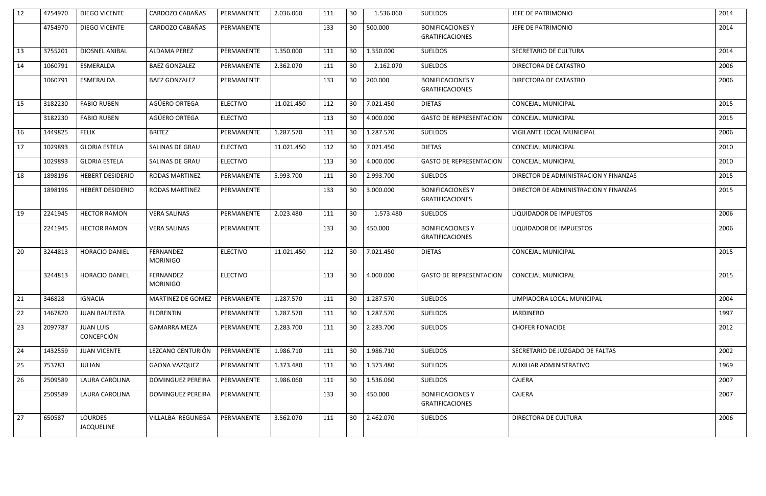| 12 | 4754970 | DIEGO VICENTE | CARDOZO CABAÑAS | PERMANENTE | 2.036.060 | 111 | 30 | 1.536.060 | SUELDOS | JEFE DE PATRIMONIO | 2014 |
|---|---|---|---|---|---|---|---|---|---|---|---|
| | 4754970 | DIEGO VICENTE | CARDOZO CABAÑAS | PERMANENTE | | 133 | 30 | 500.000 | BONIFICACIONES Y GRATIFICACIONES | JEFE DE PATRIMONIO | 2014 |
| 13 | 3755201 | DIOSNEL ANIBAL | ALDAMA PEREZ | PERMANENTE | 1.350.000 | 111 | 30 | 1.350.000 | SUELDOS | SECRETARIO DE CULTURA | 2014 |
| 14 | 1060791 | ESMERALDA | BAEZ GONZALEZ | PERMANENTE | 2.362.070 | 111 | 30 | 2.162.070 | SUELDOS | DIRECTORA DE CATASTRO | 2006 |
| | 1060791 | ESMERALDA | BAEZ GONZALEZ | PERMANENTE | | 133 | 30 | 200.000 | BONIFICACIONES Y GRATIFICACIONES | DIRECTORA DE CATASTRO | 2006 |
| 15 | 3182230 | FABIO RUBEN | AGÜERO ORTEGA | ELECTIVO | 11.021.450 | 112 | 30 | 7.021.450 | DIETAS | CONCEJAL MUNICIPAL | 2015 |
| | 3182230 | FABIO RUBEN | AGÜERO ORTEGA | ELECTIVO | | 113 | 30 | 4.000.000 | GASTO DE REPRESENTACION | CONCEJAL MUNICIPAL | 2015 |
| 16 | 1449825 | FELIX | BRITEZ | PERMANENTE | 1.287.570 | 111 | 30 | 1.287.570 | SUELDOS | VIGILANTE LOCAL MUNICIPAL | 2006 |
| 17 | 1029893 | GLORIA ESTELA | SALINAS DE GRAU | ELECTIVO | 11.021.450 | 112 | 30 | 7.021.450 | DIETAS | CONCEJAL MUNICIPAL | 2010 |
| | 1029893 | GLORIA ESTELA | SALINAS DE GRAU | ELECTIVO | | 113 | 30 | 4.000.000 | GASTO DE REPRESENTACION | CONCEJAL MUNICIPAL | 2010 |
| 18 | 1898196 | HEBERT DESIDERIO | RODAS MARTINEZ | PERMANENTE | 5.993.700 | 111 | 30 | 2.993.700 | SUELDOS | DIRECTOR DE ADMINISTRACION Y FINANZAS | 2015 |
| | 1898196 | HEBERT DESIDERIO | RODAS MARTINEZ | PERMANENTE | | 133 | 30 | 3.000.000 | BONIFICACIONES Y GRATIFICACIONES | DIRECTOR DE ADMINISTRACION Y FINANZAS | 2015 |
| 19 | 2241945 | HECTOR RAMON | VERA SALINAS | PERMANENTE | 2.023.480 | 111 | 30 | 1.573.480 | SUELDOS | LIQUIDADOR DE IMPUESTOS | 2006 |
| | 2241945 | HECTOR RAMON | VERA SALINAS | PERMANENTE | | 133 | 30 | 450.000 | BONIFICACIONES Y GRATIFICACIONES | LIQUIDADOR DE IMPUESTOS | 2006 |
| 20 | 3244813 | HORACIO DANIEL | FERNANDEZ MORINIGO | ELECTIVO | 11.021.450 | 112 | 30 | 7.021.450 | DIETAS | CONCEJAL MUNICIPAL | 2015 |
| | 3244813 | HORACIO DANIEL | FERNANDEZ MORINIGO | ELECTIVO | | 113 | 30 | 4.000.000 | GASTO DE REPRESENTACION | CONCEJAL MUNICIPAL | 2015 |
| 21 | 346828 | IGNACIA | MARTINEZ DE GOMEZ | PERMANENTE | 1.287.570 | 111 | 30 | 1.287.570 | SUELDOS | LIMPIADORA LOCAL MUNICIPAL | 2004 |
| 22 | 1467820 | JUAN BAUTISTA | FLORENTIN | PERMANENTE | 1.287.570 | 111 | 30 | 1.287.570 | SUELDOS | JARDINERO | 1997 |
| 23 | 2097787 | JUAN LUIS CONCEPCIÓN | GAMARRA MEZA | PERMANENTE | 2.283.700 | 111 | 30 | 2.283.700 | SUELDOS | CHOFER FONACIDE | 2012 |
| 24 | 1432559 | JUAN VICENTE | LEZCANO CENTURIÓN | PERMANENTE | 1.986.710 | 111 | 30 | 1.986.710 | SUELDOS | SECRETARIO DE JUZGADO DE FALTAS | 2002 |
| 25 | 753783 | JULIAN | GAONA VAZQUEZ | PERMANENTE | 1.373.480 | 111 | 30 | 1.373.480 | SUELDOS | AUXILIAR ADMINISTRATIVO | 1969 |
| 26 | 2509589 | LAURA CAROLINA | DOMINGUEZ PEREIRA | PERMANENTE | 1.986.060 | 111 | 30 | 1.536.060 | SUELDOS | CAJERA | 2007 |
| | 2509589 | LAURA CAROLINA | DOMINGUEZ PEREIRA | PERMANENTE | | 133 | 30 | 450.000 | BONIFICACIONES Y GRATIFICACIONES | CAJERA | 2007 |
| 27 | 650587 | LOURDES JACQUELINE | VILLALBA REGUNEGA | PERMANENTE | 3.562.070 | 111 | 30 | 2.462.070 | SUELDOS | DIRECTORA DE CULTURA | 2006 |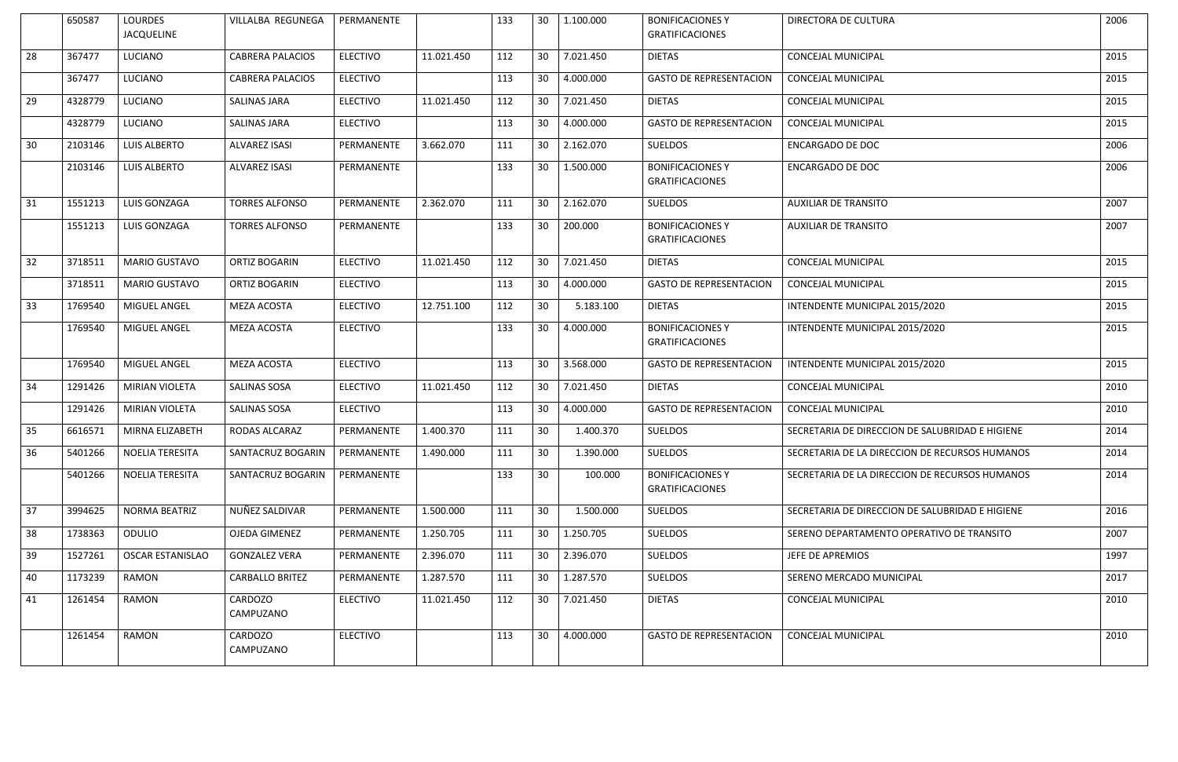|  | 650587 | LOURDES JACQUELINE | VILLALBA REGUNEGA | PERMANENTE |  | 133 | 30 | 1.100.000 | BONIFICACIONES Y GRATIFICACIONES | DIRECTORA DE CULTURA | 2006 |
|---|---|---|---|---|---|---|---|---|---|---|---|
| 28 | 367477 | LUCIANO | CABRERA PALACIOS | ELECTIVO | 11.021.450 | 112 | 30 | 7.021.450 | DIETAS | CONCEJAL MUNICIPAL | 2015 |
|  | 367477 | LUCIANO | CABRERA PALACIOS | ELECTIVO |  | 113 | 30 | 4.000.000 | GASTO DE REPRESENTACION | CONCEJAL MUNICIPAL | 2015 |
| 29 | 4328779 | LUCIANO | SALINAS JARA | ELECTIVO | 11.021.450 | 112 | 30 | 7.021.450 | DIETAS | CONCEJAL MUNICIPAL | 2015 |
|  | 4328779 | LUCIANO | SALINAS JARA | ELECTIVO |  | 113 | 30 | 4.000.000 | GASTO DE REPRESENTACION | CONCEJAL MUNICIPAL | 2015 |
| 30 | 2103146 | LUIS ALBERTO | ALVAREZ ISASI | PERMANENTE | 3.662.070 | 111 | 30 | 2.162.070 | SUELDOS | ENCARGADO DE DOC | 2006 |
|  | 2103146 | LUIS ALBERTO | ALVAREZ ISASI | PERMANENTE |  | 133 | 30 | 1.500.000 | BONIFICACIONES Y GRATIFICACIONES | ENCARGADO DE DOC | 2006 |
| 31 | 1551213 | LUIS GONZAGA | TORRES ALFONSO | PERMANENTE | 2.362.070 | 111 | 30 | 2.162.070 | SUELDOS | AUXILIAR DE TRANSITO | 2007 |
|  | 1551213 | LUIS GONZAGA | TORRES ALFONSO | PERMANENTE |  | 133 | 30 | 200.000 | BONIFICACIONES Y GRATIFICACIONES | AUXILIAR DE TRANSITO | 2007 |
| 32 | 3718511 | MARIO GUSTAVO | ORTIZ BOGARIN | ELECTIVO | 11.021.450 | 112 | 30 | 7.021.450 | DIETAS | CONCEJAL MUNICIPAL | 2015 |
|  | 3718511 | MARIO GUSTAVO | ORTIZ BOGARIN | ELECTIVO |  | 113 | 30 | 4.000.000 | GASTO DE REPRESENTACION | CONCEJAL MUNICIPAL | 2015 |
| 33 | 1769540 | MIGUEL ANGEL | MEZA ACOSTA | ELECTIVO | 12.751.100 | 112 | 30 | 5.183.100 | DIETAS | INTENDENTE MUNICIPAL 2015/2020 | 2015 |
|  | 1769540 | MIGUEL ANGEL | MEZA ACOSTA | ELECTIVO |  | 133 | 30 | 4.000.000 | BONIFICACIONES Y GRATIFICACIONES | INTENDENTE MUNICIPAL 2015/2020 | 2015 |
|  | 1769540 | MIGUEL ANGEL | MEZA ACOSTA | ELECTIVO |  | 113 | 30 | 3.568.000 | GASTO DE REPRESENTACION | INTENDENTE MUNICIPAL 2015/2020 | 2015 |
| 34 | 1291426 | MIRIAN VIOLETA | SALINAS SOSA | ELECTIVO | 11.021.450 | 112 | 30 | 7.021.450 | DIETAS | CONCEJAL MUNICIPAL | 2010 |
|  | 1291426 | MIRIAN VIOLETA | SALINAS SOSA | ELECTIVO |  | 113 | 30 | 4.000.000 | GASTO DE REPRESENTACION | CONCEJAL MUNICIPAL | 2010 |
| 35 | 6616571 | MIRNA ELIZABETH | RODAS ALCARAZ | PERMANENTE | 1.400.370 | 111 | 30 | 1.400.370 | SUELDOS | SECRETARIA DE DIRECCION DE SALUBRIDAD E HIGIENE | 2014 |
| 36 | 5401266 | NOELIA TERESITA | SANTACRUZ BOGARIN | PERMANENTE | 1.490.000 | 111 | 30 | 1.390.000 | SUELDOS | SECRETARIA DE LA DIRECCION DE RECURSOS HUMANOS | 2014 |
|  | 5401266 | NOELIA TERESITA | SANTACRUZ BOGARIN | PERMANENTE |  | 133 | 30 | 100.000 | BONIFICACIONES Y GRATIFICACIONES | SECRETARIA DE LA DIRECCION DE RECURSOS HUMANOS | 2014 |
| 37 | 3994625 | NORMA BEATRIZ | NUÑEZ SALDIVAR | PERMANENTE | 1.500.000 | 111 | 30 | 1.500.000 | SUELDOS | SECRETARIA DE DIRECCION DE SALUBRIDAD E HIGIENE | 2016 |
| 38 | 1738363 | ODULIO | OJEDA GIMENEZ | PERMANENTE | 1.250.705 | 111 | 30 | 1.250.705 | SUELDOS | SERENO DEPARTAMENTO OPERATIVO DE TRANSITO | 2007 |
| 39 | 1527261 | OSCAR ESTANISLAO | GONZALEZ VERA | PERMANENTE | 2.396.070 | 111 | 30 | 2.396.070 | SUELDOS | JEFE DE APREMIOS | 1997 |
| 40 | 1173239 | RAMON | CARBALLO BRITEZ | PERMANENTE | 1.287.570 | 111 | 30 | 1.287.570 | SUELDOS | SERENO MERCADO MUNICIPAL | 2017 |
| 41 | 1261454 | RAMON | CARDOZO CAMPUZANO | ELECTIVO | 11.021.450 | 112 | 30 | 7.021.450 | DIETAS | CONCEJAL MUNICIPAL | 2010 |
|  | 1261454 | RAMON | CARDOZO CAMPUZANO | ELECTIVO |  | 113 | 30 | 4.000.000 | GASTO DE REPRESENTACION | CONCEJAL MUNICIPAL | 2010 |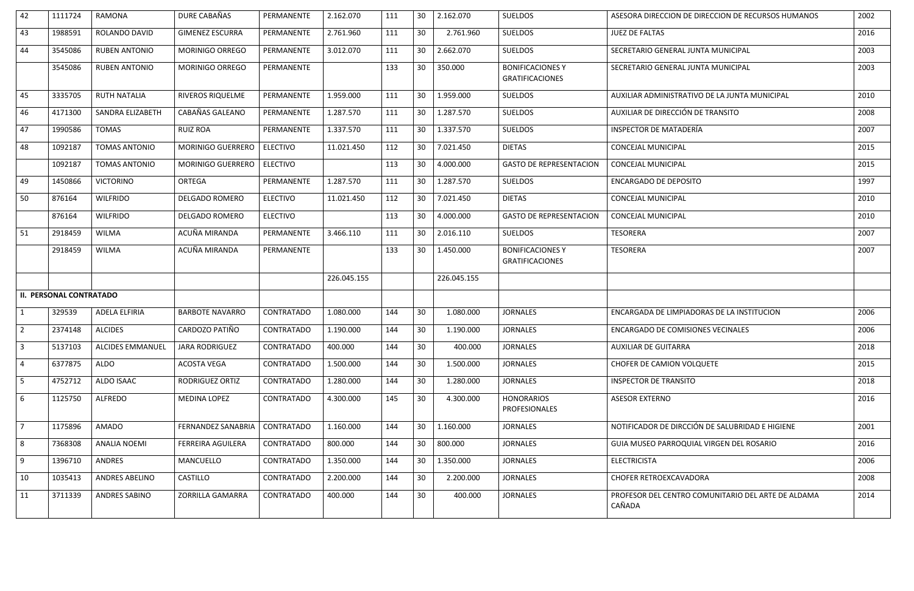| 42 | 1111724 | RAMONA | DURE CABAÑAS | PERMANENTE | 2.162.070 | 111 | 30 | 2.162.070 | SUELDOS | ASESORA DIRECCION DE DIRECCION DE RECURSOS HUMANOS | 2002 |
|---|---|---|---|---|---|---|---|---|---|---|---|
| 43 | 1988591 | ROLANDO DAVID | GIMENEZ ESCURRA | PERMANENTE | 2.761.960 | 111 | 30 | 2.761.960 | SUELDOS | JUEZ DE FALTAS | 2016 |
| 44 | 3545086 | RUBEN ANTONIO | MORINIGO ORREGO | PERMANENTE | 3.012.070 | 111 | 30 | 2.662.070 | SUELDOS | SECRETARIO GENERAL JUNTA MUNICIPAL | 2003 |
| | 3545086 | RUBEN ANTONIO | MORINIGO ORREGO | PERMANENTE | | 133 | 30 | 350.000 | BONIFICACIONES Y GRATIFICACIONES | SECRETARIO GENERAL JUNTA MUNICIPAL | 2003 |
| 45 | 3335705 | RUTH NATALIA | RIVEROS RIQUELME | PERMANENTE | 1.959.000 | 111 | 30 | 1.959.000 | SUELDOS | AUXILIAR ADMINISTRATIVO DE LA JUNTA MUNICIPAL | 2010 |
| 46 | 4171300 | SANDRA ELIZABETH | CABAÑAS GALEANO | PERMANENTE | 1.287.570 | 111 | 30 | 1.287.570 | SUELDOS | AUXILIAR DE DIRECCIÓN DE TRANSITO | 2008 |
| 47 | 1990586 | TOMAS | RUIZ ROA | PERMANENTE | 1.337.570 | 111 | 30 | 1.337.570 | SUELDOS | INSPECTOR DE MATADERÍA | 2007 |
| 48 | 1092187 | TOMAS ANTONIO | MORINIGO GUERRERO | ELECTIVO | 11.021.450 | 112 | 30 | 7.021.450 | DIETAS | CONCEJAL MUNICIPAL | 2015 |
| | 1092187 | TOMAS ANTONIO | MORINIGO GUERRERO | ELECTIVO | | 113 | 30 | 4.000.000 | GASTO DE REPRESENTACION | CONCEJAL MUNICIPAL | 2015 |
| 49 | 1450866 | VICTORINO | ORTEGA | PERMANENTE | 1.287.570 | 111 | 30 | 1.287.570 | SUELDOS | ENCARGADO DE DEPOSITO | 1997 |
| 50 | 876164 | WILFRIDO | DELGADO ROMERO | ELECTIVO | 11.021.450 | 112 | 30 | 7.021.450 | DIETAS | CONCEJAL MUNICIPAL | 2010 |
| | 876164 | WILFRIDO | DELGADO ROMERO | ELECTIVO | | 113 | 30 | 4.000.000 | GASTO DE REPRESENTACION | CONCEJAL MUNICIPAL | 2010 |
| 51 | 2918459 | WILMA | ACUÑA MIRANDA | PERMANENTE | 3.466.110 | 111 | 30 | 2.016.110 | SUELDOS | TESORERA | 2007 |
| | 2918459 | WILMA | ACUÑA MIRANDA | PERMANENTE | | 133 | 30 | 1.450.000 | BONIFICACIONES Y GRATIFICACIONES | TESORERA | 2007 |
| | | | | | 226.045.155 | | | 226.045.155 | | | |
| **II. PERSONAL CONTRATADO** | | | | | | | | | | | |
| 1 | 329539 | ADELA ELFIRIA | BARBOTE NAVARRO | CONTRATADO | 1.080.000 | 144 | 30 | 1.080.000 | JORNALES | ENCARGADA DE LIMPIADORAS DE LA INSTITUCION | 2006 |
| 2 | 2374148 | ALCIDES | CARDOZO PATIÑO | CONTRATADO | 1.190.000 | 144 | 30 | 1.190.000 | JORNALES | ENCARGADO DE COMISIONES VECINALES | 2006 |
| 3 | 5137103 | ALCIDES EMMANUEL | JARA RODRIGUEZ | CONTRATADO | 400.000 | 144 | 30 | 400.000 | JORNALES | AUXILIAR DE GUITARRA | 2018 |
| 4 | 6377875 | ALDO | ACOSTA VEGA | CONTRATADO | 1.500.000 | 144 | 30 | 1.500.000 | JORNALES | CHOFER DE CAMION VOLQUETE | 2015 |
| 5 | 4752712 | ALDO ISAAC | RODRIGUEZ ORTIZ | CONTRATADO | 1.280.000 | 144 | 30 | 1.280.000 | JORNALES | INSPECTOR DE TRANSITO | 2018 |
| 6 | 1125750 | ALFREDO | MEDINA LOPEZ | CONTRATADO | 4.300.000 | 145 | 30 | 4.300.000 | HONORARIOS PROFESIONALES | ASESOR EXTERNO | 2016 |
| 7 | 1175896 | AMADO | FERNANDEZ SANABRIA | CONTRATADO | 1.160.000 | 144 | 30 | 1.160.000 | JORNALES | NOTIFICADOR DE DIRCCIÓN DE SALUBRIDAD E HIGIENE | 2001 |
| 8 | 7368308 | ANALIA NOEMI | FERREIRA AGUILERA | CONTRATADO | 800.000 | 144 | 30 | 800.000 | JORNALES | GUIA MUSEO PARROQUIAL VIRGEN DEL ROSARIO | 2016 |
| 9 | 1396710 | ANDRES | MANCUELLO | CONTRATADO | 1.350.000 | 144 | 30 | 1.350.000 | JORNALES | ELECTRICISTA | 2006 |
| 10 | 1035413 | ANDRES ABELINO | CASTILLO | CONTRATADO | 2.200.000 | 144 | 30 | 2.200.000 | JORNALES | CHOFER RETROEXCAVADORA | 2008 |
| 11 | 3711339 | ANDRES SABINO | ZORRILLA GAMARRA | CONTRATADO | 400.000 | 144 | 30 | 400.000 | JORNALES | PROFESOR DEL CENTRO COMUNITARIO DEL ARTE DE ALDAMA CAÑADA | 2014 |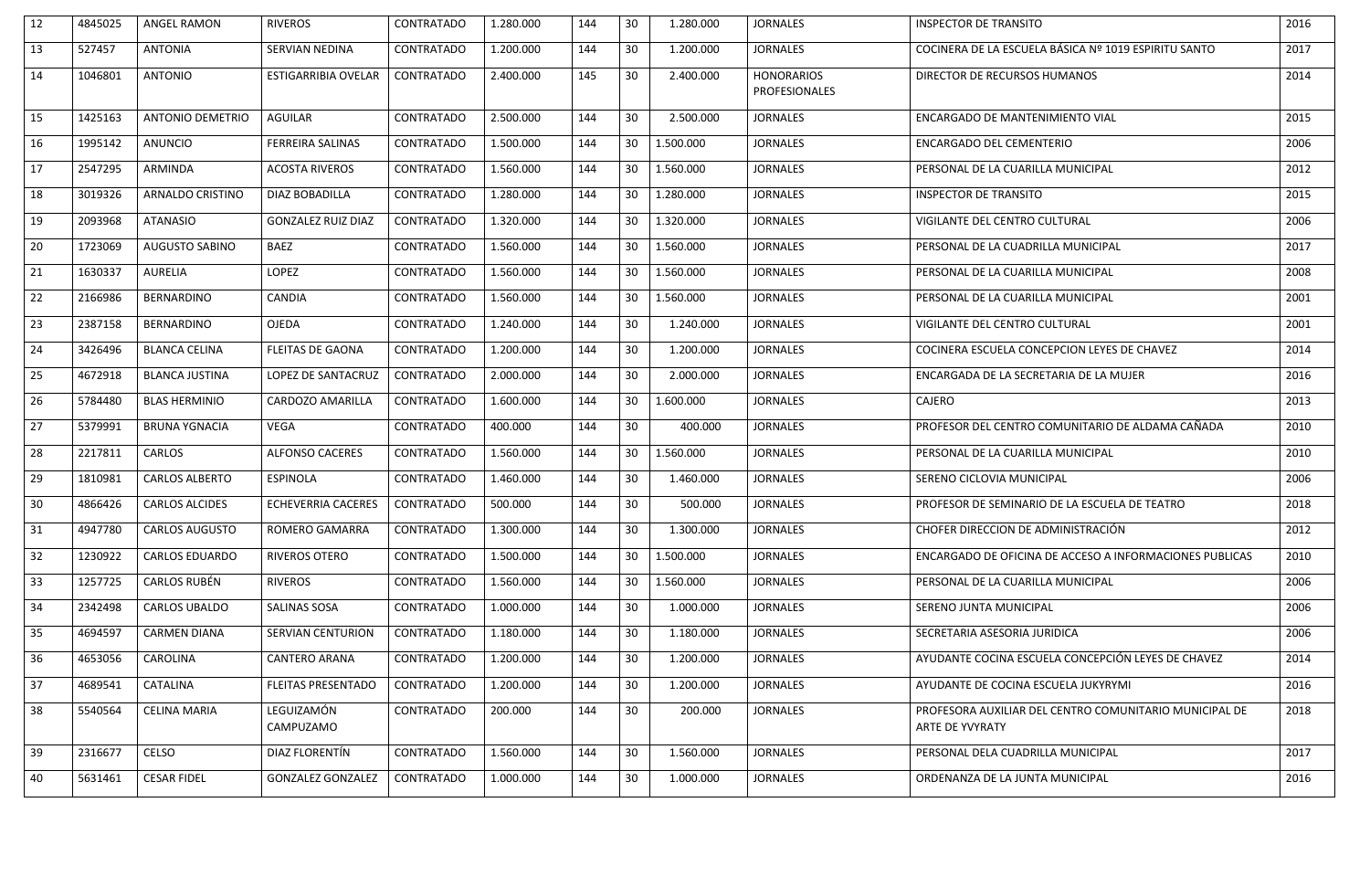| 12 | 4845025 | ANGEL RAMON | RIVEROS | CONTRATADO | 1.280.000 | 144 | 30 | 1.280.000 | JORNALES | INSPECTOR DE TRANSITO | 2016 |
|---|---|---|---|---|---|---|---|---|---|---|---|
| 13 | 527457 | ANTONIA | SERVIAN NEDINA | CONTRATADO | 1.200.000 | 144 | 30 | 1.200.000 | JORNALES | COCINERA DE LA ESCUELA BÁSICA Nº 1019 ESPIRITU SANTO | 2017 |
| 14 | 1046801 | ANTONIO | ESTIGARRIBIA OVELAR | CONTRATADO | 2.400.000 | 145 | 30 | 2.400.000 | HONORARIOS PROFESIONALES | DIRECTOR DE RECURSOS HUMANOS | 2014 |
| 15 | 1425163 | ANTONIO DEMETRIO | AGUILAR | CONTRATADO | 2.500.000 | 144 | 30 | 2.500.000 | JORNALES | ENCARGADO DE MANTENIMIENTO VIAL | 2015 |
| 16 | 1995142 | ANUNCIO | FERREIRA SALINAS | CONTRATADO | 1.500.000 | 144 | 30 | 1.500.000 | JORNALES | ENCARGADO DEL CEMENTERIO | 2006 |
| 17 | 2547295 | ARMINDA | ACOSTA RIVEROS | CONTRATADO | 1.560.000 | 144 | 30 | 1.560.000 | JORNALES | PERSONAL DE LA CUARILLA MUNICIPAL | 2012 |
| 18 | 3019326 | ARNALDO CRISTINO | DIAZ BOBADILLA | CONTRATADO | 1.280.000 | 144 | 30 | 1.280.000 | JORNALES | INSPECTOR DE TRANSITO | 2015 |
| 19 | 2093968 | ATANASIO | GONZALEZ RUIZ DIAZ | CONTRATADO | 1.320.000 | 144 | 30 | 1.320.000 | JORNALES | VIGILANTE DEL CENTRO CULTURAL | 2006 |
| 20 | 1723069 | AUGUSTO SABINO | BAEZ | CONTRATADO | 1.560.000 | 144 | 30 | 1.560.000 | JORNALES | PERSONAL DE LA CUADRILLA MUNICIPAL | 2017 |
| 21 | 1630337 | AURELIA | LOPEZ | CONTRATADO | 1.560.000 | 144 | 30 | 1.560.000 | JORNALES | PERSONAL DE LA CUARILLA MUNICIPAL | 2008 |
| 22 | 2166986 | BERNARDINO | CANDIA | CONTRATADO | 1.560.000 | 144 | 30 | 1.560.000 | JORNALES | PERSONAL DE LA CUARILLA MUNICIPAL | 2001 |
| 23 | 2387158 | BERNARDINO | OJEDA | CONTRATADO | 1.240.000 | 144 | 30 | 1.240.000 | JORNALES | VIGILANTE DEL CENTRO CULTURAL | 2001 |
| 24 | 3426496 | BLANCA CELINA | FLEITAS DE GAONA | CONTRATADO | 1.200.000 | 144 | 30 | 1.200.000 | JORNALES | COCINERA ESCUELA CONCEPCION LEYES DE CHAVEZ | 2014 |
| 25 | 4672918 | BLANCA JUSTINA | LOPEZ DE SANTACRUZ | CONTRATADO | 2.000.000 | 144 | 30 | 2.000.000 | JORNALES | ENCARGADA DE LA SECRETARIA DE LA MUJER | 2016 |
| 26 | 5784480 | BLAS HERMINIO | CARDOZO AMARILLA | CONTRATADO | 1.600.000 | 144 | 30 | 1.600.000 | JORNALES | CAJERO | 2013 |
| 27 | 5379991 | BRUNA YGNACIA | VEGA | CONTRATADO | 400.000 | 144 | 30 | 400.000 | JORNALES | PROFESOR DEL CENTRO COMUNITARIO DE ALDAMA CAÑADA | 2010 |
| 28 | 2217811 | CARLOS | ALFONSO CACERES | CONTRATADO | 1.560.000 | 144 | 30 | 1.560.000 | JORNALES | PERSONAL DE LA CUARILLA MUNICIPAL | 2010 |
| 29 | 1810981 | CARLOS ALBERTO | ESPINOLA | CONTRATADO | 1.460.000 | 144 | 30 | 1.460.000 | JORNALES | SERENO CICLOVIA MUNICIPAL | 2006 |
| 30 | 4866426 | CARLOS ALCIDES | ECHEVERRIA CACERES | CONTRATADO | 500.000 | 144 | 30 | 500.000 | JORNALES | PROFESOR DE SEMINARIO DE LA ESCUELA DE TEATRO | 2018 |
| 31 | 4947780 | CARLOS AUGUSTO | ROMERO GAMARRA | CONTRATADO | 1.300.000 | 144 | 30 | 1.300.000 | JORNALES | CHOFER DIRECCION DE ADMINISTRACIÓN | 2012 |
| 32 | 1230922 | CARLOS EDUARDO | RIVEROS OTERO | CONTRATADO | 1.500.000 | 144 | 30 | 1.500.000 | JORNALES | ENCARGADO DE OFICINA DE ACCESO A INFORMACIONES PUBLICAS | 2010 |
| 33 | 1257725 | CARLOS RUBÉN | RIVEROS | CONTRATADO | 1.560.000 | 144 | 30 | 1.560.000 | JORNALES | PERSONAL DE LA CUARILLA MUNICIPAL | 2006 |
| 34 | 2342498 | CARLOS UBALDO | SALINAS SOSA | CONTRATADO | 1.000.000 | 144 | 30 | 1.000.000 | JORNALES | SERENO JUNTA MUNICIPAL | 2006 |
| 35 | 4694597 | CARMEN DIANA | SERVIAN CENTURION | CONTRATADO | 1.180.000 | 144 | 30 | 1.180.000 | JORNALES | SECRETARIA ASESORIA JURIDICA | 2006 |
| 36 | 4653056 | CAROLINA | CANTERO ARANA | CONTRATADO | 1.200.000 | 144 | 30 | 1.200.000 | JORNALES | AYUDANTE COCINA ESCUELA CONCEPCIÓN LEYES DE CHAVEZ | 2014 |
| 37 | 4689541 | CATALINA | FLEITAS PRESENTADO | CONTRATADO | 1.200.000 | 144 | 30 | 1.200.000 | JORNALES | AYUDANTE DE COCINA ESCUELA JUKYRYMI | 2016 |
| 38 | 5540564 | CELINA MARIA | LEGUIZAMÓN CAMPUZAMO | CONTRATADO | 200.000 | 144 | 30 | 200.000 | JORNALES | PROFESORA AUXILIAR DEL CENTRO COMUNITARIO MUNICIPAL DE ARTE DE YVYRATY | 2018 |
| 39 | 2316677 | CELSO | DIAZ FLORENTÍN | CONTRATADO | 1.560.000 | 144 | 30 | 1.560.000 | JORNALES | PERSONAL DELA CUADRILLA MUNICIPAL | 2017 |
| 40 | 5631461 | CESAR FIDEL | GONZALEZ GONZALEZ | CONTRATADO | 1.000.000 | 144 | 30 | 1.000.000 | JORNALES | ORDENANZA DE LA JUNTA MUNICIPAL | 2016 |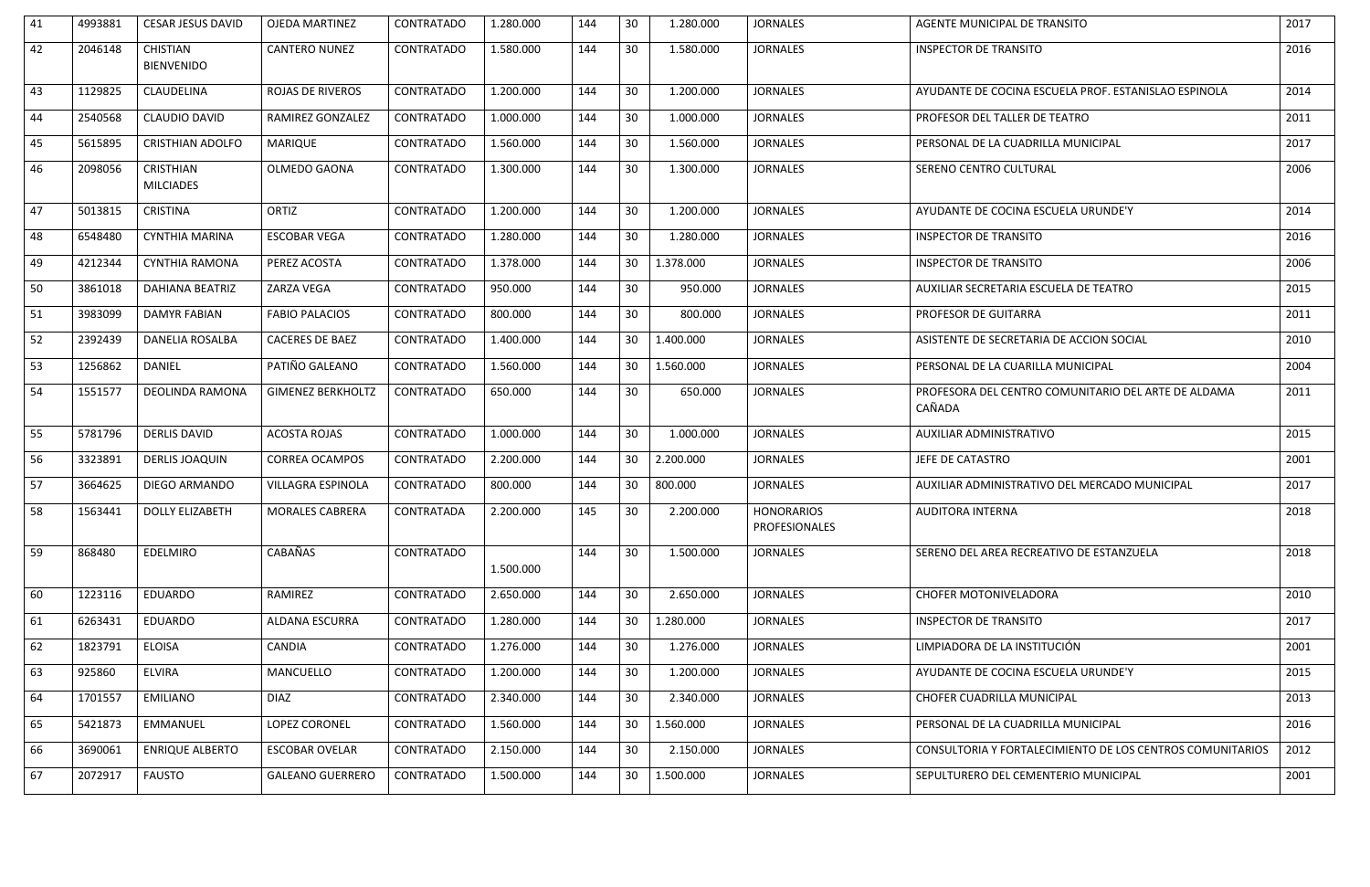| 41 | 4993881 | CESAR JESUS DAVID | OJEDA MARTINEZ | CONTRATADO | 1.280.000 | 144 | 30 | 1.280.000 | JORNALES | AGENTE MUNICIPAL DE TRANSITO | 2017 |
|---|---|---|---|---|---|---|---|---|---|---|---|
| 42 | 2046148 | CHISTIAN BIENVENIDO | CANTERO NUNEZ | CONTRATADO | 1.580.000 | 144 | 30 | 1.580.000 | JORNALES | INSPECTOR DE TRANSITO | 2016 |
| 43 | 1129825 | CLAUDELINA | ROJAS DE RIVEROS | CONTRATADO | 1.200.000 | 144 | 30 | 1.200.000 | JORNALES | AYUDANTE DE COCINA ESCUELA PROF. ESTANISLAO ESPINOLA | 2014 |
| 44 | 2540568 | CLAUDIO DAVID | RAMIREZ GONZALEZ | CONTRATADO | 1.000.000 | 144 | 30 | 1.000.000 | JORNALES | PROFESOR DEL TALLER DE TEATRO | 2011 |
| 45 | 5615895 | CRISTHIAN ADOLFO | MARIQUE | CONTRATADO | 1.560.000 | 144 | 30 | 1.560.000 | JORNALES | PERSONAL DE LA CUADRILLA MUNICIPAL | 2017 |
| 46 | 2098056 | CRISTHIAN MILCIADES | OLMEDO GAONA | CONTRATADO | 1.300.000 | 144 | 30 | 1.300.000 | JORNALES | SERENO CENTRO CULTURAL | 2006 |
| 47 | 5013815 | CRISTINA | ORTIZ | CONTRATADO | 1.200.000 | 144 | 30 | 1.200.000 | JORNALES | AYUDANTE DE COCINA ESCUELA URUNDE'Y | 2014 |
| 48 | 6548480 | CYNTHIA MARINA | ESCOBAR VEGA | CONTRATADO | 1.280.000 | 144 | 30 | 1.280.000 | JORNALES | INSPECTOR DE TRANSITO | 2016 |
| 49 | 4212344 | CYNTHIA RAMONA | PEREZ ACOSTA | CONTRATADO | 1.378.000 | 144 | 30 | 1.378.000 | JORNALES | INSPECTOR DE TRANSITO | 2006 |
| 50 | 3861018 | DAHIANA BEATRIZ | ZARZA VEGA | CONTRATADO | 950.000 | 144 | 30 | 950.000 | JORNALES | AUXILIAR SECRETARIA ESCUELA DE TEATRO | 2015 |
| 51 | 3983099 | DAMYR FABIAN | FABIO PALACIOS | CONTRATADO | 800.000 | 144 | 30 | 800.000 | JORNALES | PROFESOR DE GUITARRA | 2011 |
| 52 | 2392439 | DANELIA ROSALBA | CACERES DE BAEZ | CONTRATADO | 1.400.000 | 144 | 30 | 1.400.000 | JORNALES | ASISTENTE DE SECRETARIA DE ACCION SOCIAL | 2010 |
| 53 | 1256862 | DANIEL | PATIÑO GALEANO | CONTRATADO | 1.560.000 | 144 | 30 | 1.560.000 | JORNALES | PERSONAL DE LA CUARILLA MUNICIPAL | 2004 |
| 54 | 1551577 | DEOLINDA RAMONA | GIMENEZ BERKHOLTZ | CONTRATADO | 650.000 | 144 | 30 | 650.000 | JORNALES | PROFESORA DEL CENTRO COMUNITARIO DEL ARTE DE ALDAMA CAÑADA | 2011 |
| 55 | 5781796 | DERLIS DAVID | ACOSTA ROJAS | CONTRATADO | 1.000.000 | 144 | 30 | 1.000.000 | JORNALES | AUXILIAR ADMINISTRATIVO | 2015 |
| 56 | 3323891 | DERLIS JOAQUIN | CORREA OCAMPOS | CONTRATADO | 2.200.000 | 144 | 30 | 2.200.000 | JORNALES | JEFE DE CATASTRO | 2001 |
| 57 | 3664625 | DIEGO ARMANDO | VILLAGRA ESPINOLA | CONTRATADO | 800.000 | 144 | 30 | 800.000 | JORNALES | AUXILIAR ADMINISTRATIVO DEL MERCADO MUNICIPAL | 2017 |
| 58 | 1563441 | DOLLY ELIZABETH | MORALES CABRERA | CONTRATADA | 2.200.000 | 145 | 30 | 2.200.000 | HONORARIOS PROFESIONALES | AUDITORA INTERNA | 2018 |
| 59 | 868480 | EDELMIRO | CABAÑAS | CONTRATADO | 1.500.000 | 144 | 30 | 1.500.000 | JORNALES | SERENO DEL AREA RECREATIVO DE ESTANZUELA | 2018 |
| 60 | 1223116 | EDUARDO | RAMIREZ | CONTRATADO | 2.650.000 | 144 | 30 | 2.650.000 | JORNALES | CHOFER MOTONIVELADORA | 2010 |
| 61 | 6263431 | EDUARDO | ALDANA ESCURRA | CONTRATADO | 1.280.000 | 144 | 30 | 1.280.000 | JORNALES | INSPECTOR DE TRANSITO | 2017 |
| 62 | 1823791 | ELOISA | CANDIA | CONTRATADO | 1.276.000 | 144 | 30 | 1.276.000 | JORNALES | LIMPIADORA DE LA INSTITUCIÓN | 2001 |
| 63 | 925860 | ELVIRA | MANCUELLO | CONTRATADO | 1.200.000 | 144 | 30 | 1.200.000 | JORNALES | AYUDANTE DE COCINA ESCUELA URUNDE'Y | 2015 |
| 64 | 1701557 | EMILIANO | DIAZ | CONTRATADO | 2.340.000 | 144 | 30 | 2.340.000 | JORNALES | CHOFER CUADRILLA MUNICIPAL | 2013 |
| 65 | 5421873 | EMMANUEL | LOPEZ CORONEL | CONTRATADO | 1.560.000 | 144 | 30 | 1.560.000 | JORNALES | PERSONAL DE LA CUADRILLA MUNICIPAL | 2016 |
| 66 | 3690061 | ENRIQUE ALBERTO | ESCOBAR OVELAR | CONTRATADO | 2.150.000 | 144 | 30 | 2.150.000 | JORNALES | CONSULTORIA Y FORTALECIMIENTO DE LOS CENTROS COMUNITARIOS | 2012 |
| 67 | 2072917 | FAUSTO | GALEANO GUERRERO | CONTRATADO | 1.500.000 | 144 | 30 | 1.500.000 | JORNALES | SEPULTURERO DEL CEMENTERIO MUNICIPAL | 2001 |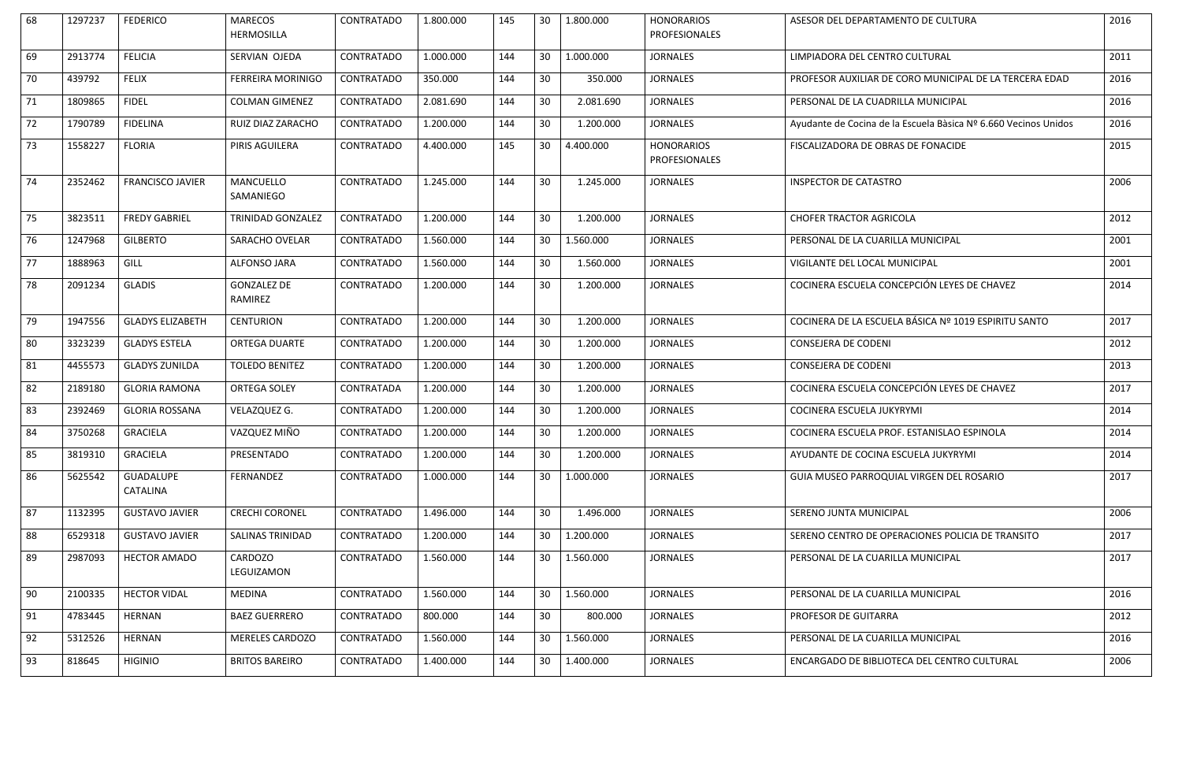| 68 | 1297237 | FEDERICO | MARECOS HERMOSILLA | CONTRATADO | 1.800.000 | 145 | 30 | 1.800.000 | HONORARIOS PROFESIONALES | ASESOR DEL DEPARTAMENTO DE CULTURA | 2016 |
|---|---|---|---|---|---|---|---|---|---|---|---|
| 69 | 2913774 | FELICIA | SERVIAN OJEDA | CONTRATADO | 1.000.000 | 144 | 30 | 1.000.000 | JORNALES | LIMPIADORA DEL CENTRO CULTURAL | 2011 |
| 70 | 439792 | FELIX | FERREIRA MORINIGO | CONTRATADO | 350.000 | 144 | 30 | 350.000 | JORNALES | PROFESOR AUXILIAR DE CORO MUNICIPAL DE LA TERCERA EDAD | 2016 |
| 71 | 1809865 | FIDEL | COLMAN GIMENEZ | CONTRATADO | 2.081.690 | 144 | 30 | 2.081.690 | JORNALES | PERSONAL DE LA CUADRILLA MUNICIPAL | 2016 |
| 72 | 1790789 | FIDELINA | RUIZ DIAZ ZARACHO | CONTRATADO | 1.200.000 | 144 | 30 | 1.200.000 | JORNALES | Ayudante de Cocina de la Escuela Bàsica Nº 6.660 Vecinos Unidos | 2016 |
| 73 | 1558227 | FLORIA | PIRIS AGUILERA | CONTRATADO | 4.400.000 | 145 | 30 | 4.400.000 | HONORARIOS PROFESIONALES | FISCALIZADORA DE OBRAS DE FONACIDE | 2015 |
| 74 | 2352462 | FRANCISCO JAVIER | MANCUELLO SAMANIEGO | CONTRATADO | 1.245.000 | 144 | 30 | 1.245.000 | JORNALES | INSPECTOR DE CATASTRO | 2006 |
| 75 | 3823511 | FREDY GABRIEL | TRINIDAD GONZALEZ | CONTRATADO | 1.200.000 | 144 | 30 | 1.200.000 | JORNALES | CHOFER TRACTOR AGRICOLA | 2012 |
| 76 | 1247968 | GILBERTO | SARACHO OVELAR | CONTRATADO | 1.560.000 | 144 | 30 | 1.560.000 | JORNALES | PERSONAL DE LA CUARILLA MUNICIPAL | 2001 |
| 77 | 1888963 | GILL | ALFONSO JARA | CONTRATADO | 1.560.000 | 144 | 30 | 1.560.000 | JORNALES | VIGILANTE DEL LOCAL MUNICIPAL | 2001 |
| 78 | 2091234 | GLADIS | GONZALEZ DE RAMIREZ | CONTRATADO | 1.200.000 | 144 | 30 | 1.200.000 | JORNALES | COCINERA ESCUELA CONCEPCIÓN LEYES DE CHAVEZ | 2014 |
| 79 | 1947556 | GLADYS ELIZABETH | CENTURION | CONTRATADO | 1.200.000 | 144 | 30 | 1.200.000 | JORNALES | COCINERA DE LA ESCUELA BÁSICA Nº 1019 ESPIRITU SANTO | 2017 |
| 80 | 3323239 | GLADYS ESTELA | ORTEGA DUARTE | CONTRATADO | 1.200.000 | 144 | 30 | 1.200.000 | JORNALES | CONSEJERA DE CODENI | 2012 |
| 81 | 4455573 | GLADYS ZUNILDA | TOLEDO BENITEZ | CONTRATADO | 1.200.000 | 144 | 30 | 1.200.000 | JORNALES | CONSEJERA DE CODENI | 2013 |
| 82 | 2189180 | GLORIA RAMONA | ORTEGA SOLEY | CONTRATADA | 1.200.000 | 144 | 30 | 1.200.000 | JORNALES | COCINERA ESCUELA CONCEPCIÓN LEYES DE CHAVEZ | 2017 |
| 83 | 2392469 | GLORIA ROSSANA | VELAZQUEZ G. | CONTRATADO | 1.200.000 | 144 | 30 | 1.200.000 | JORNALES | COCINERA ESCUELA JUKYRYMI | 2014 |
| 84 | 3750268 | GRACIELA | VAZQUEZ MIÑO | CONTRATADO | 1.200.000 | 144 | 30 | 1.200.000 | JORNALES | COCINERA ESCUELA PROF. ESTANISLAO ESPINOLA | 2014 |
| 85 | 3819310 | GRACIELA | PRESENTADO | CONTRATADO | 1.200.000 | 144 | 30 | 1.200.000 | JORNALES | AYUDANTE DE COCINA ESCUELA JUKYRYMI | 2014 |
| 86 | 5625542 | GUADALUPE CATALINA | FERNANDEZ | CONTRATADO | 1.000.000 | 144 | 30 | 1.000.000 | JORNALES | GUIA MUSEO PARROQUIAL VIRGEN DEL ROSARIO | 2017 |
| 87 | 1132395 | GUSTAVO JAVIER | CRECHI CORONEL | CONTRATADO | 1.496.000 | 144 | 30 | 1.496.000 | JORNALES | SERENO JUNTA MUNICIPAL | 2006 |
| 88 | 6529318 | GUSTAVO JAVIER | SALINAS TRINIDAD | CONTRATADO | 1.200.000 | 144 | 30 | 1.200.000 | JORNALES | SERENO CENTRO DE OPERACIONES POLICIA DE TRANSITO | 2017 |
| 89 | 2987093 | HECTOR AMADO | CARDOZO LEGUIZAMON | CONTRATADO | 1.560.000 | 144 | 30 | 1.560.000 | JORNALES | PERSONAL DE LA CUARILLA MUNICIPAL | 2017 |
| 90 | 2100335 | HECTOR VIDAL | MEDINA | CONTRATADO | 1.560.000 | 144 | 30 | 1.560.000 | JORNALES | PERSONAL DE LA CUARILLA MUNICIPAL | 2016 |
| 91 | 4783445 | HERNAN | BAEZ GUERRERO | CONTRATADO | 800.000 | 144 | 30 | 800.000 | JORNALES | PROFESOR DE GUITARRA | 2012 |
| 92 | 5312526 | HERNAN | MERELES CARDOZO | CONTRATADO | 1.560.000 | 144 | 30 | 1.560.000 | JORNALES | PERSONAL DE LA CUARILLA MUNICIPAL | 2016 |
| 93 | 818645 | HIGINIO | BRITOS BAREIRO | CONTRATADO | 1.400.000 | 144 | 30 | 1.400.000 | JORNALES | ENCARGADO DE BIBLIOTECA DEL CENTRO CULTURAL | 2006 |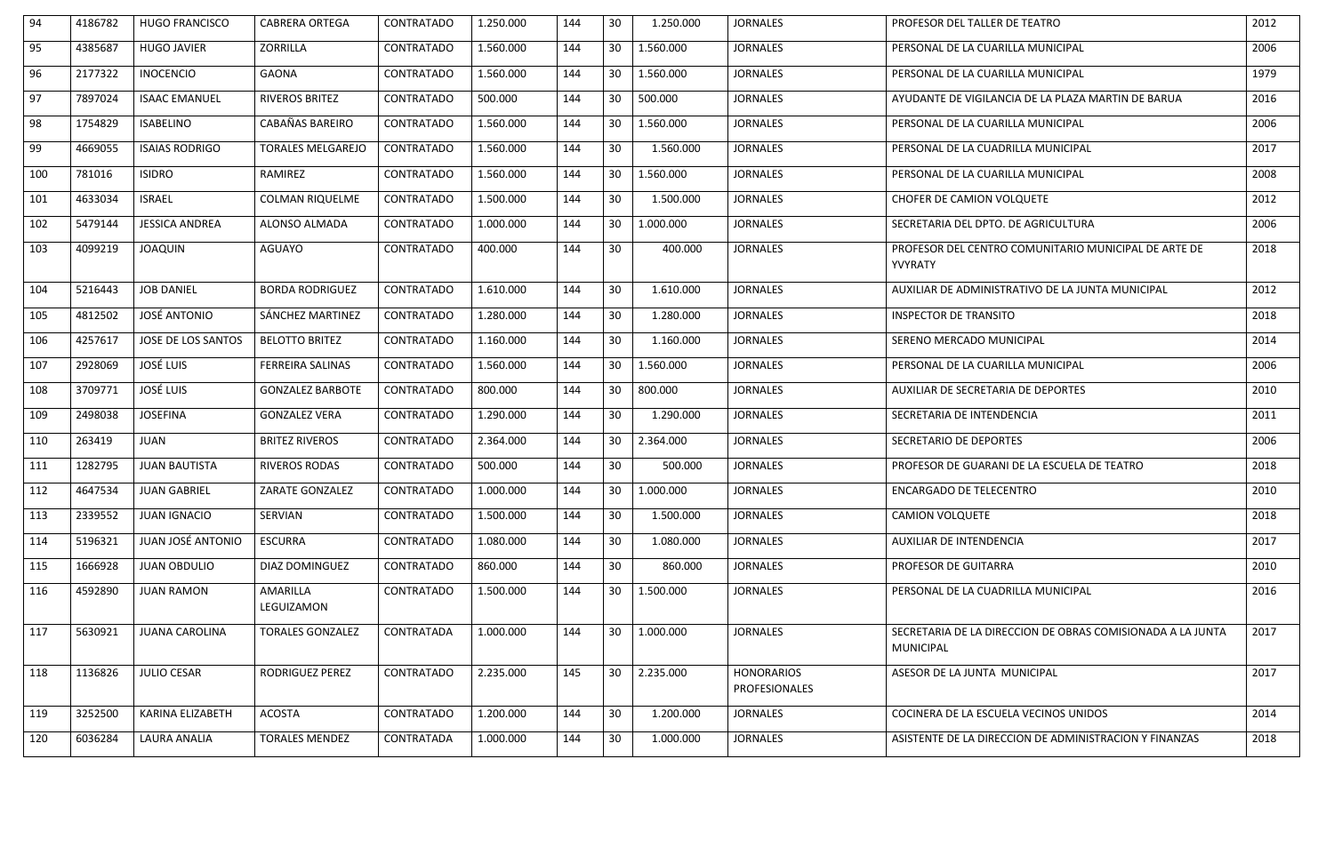| 94 | 4186782 | HUGO FRANCISCO | CABRERA ORTEGA | CONTRATADO | 1.250.000 | 144 | 30 | 1.250.000 | JORNALES | PROFESOR DEL TALLER DE TEATRO | 2012 |
|---|---|---|---|---|---|---|---|---|---|---|---|
| 95 | 4385687 | HUGO JAVIER | ZORRILLA | CONTRATADO | 1.560.000 | 144 | 30 | 1.560.000 | JORNALES | PERSONAL DE LA CUARILLA MUNICIPAL | 2006 |
| 96 | 2177322 | INOCENCIO | GAONA | CONTRATADO | 1.560.000 | 144 | 30 | 1.560.000 | JORNALES | PERSONAL DE LA CUARILLA MUNICIPAL | 1979 |
| 97 | 7897024 | ISAAC EMANUEL | RIVEROS BRITEZ | CONTRATADO | 500.000 | 144 | 30 | 500.000 | JORNALES | AYUDANTE DE VIGILANCIA DE LA PLAZA MARTIN DE BARUA | 2016 |
| 98 | 1754829 | ISABELINO | CABAÑAS BAREIRO | CONTRATADO | 1.560.000 | 144 | 30 | 1.560.000 | JORNALES | PERSONAL DE LA CUARILLA MUNICIPAL | 2006 |
| 99 | 4669055 | ISAIAS RODRIGO | TORALES MELGAREJO | CONTRATADO | 1.560.000 | 144 | 30 | 1.560.000 | JORNALES | PERSONAL DE LA CUADRILLA MUNICIPAL | 2017 |
| 100 | 781016 | ISIDRO | RAMIREZ | CONTRATADO | 1.560.000 | 144 | 30 | 1.560.000 | JORNALES | PERSONAL DE LA CUARILLA MUNICIPAL | 2008 |
| 101 | 4633034 | ISRAEL | COLMAN RIQUELME | CONTRATADO | 1.500.000 | 144 | 30 | 1.500.000 | JORNALES | CHOFER DE CAMION VOLQUETE | 2012 |
| 102 | 5479144 | JESSICA ANDREA | ALONSO ALMADA | CONTRATADO | 1.000.000 | 144 | 30 | 1.000.000 | JORNALES | SECRETARIA DEL DPTO. DE AGRICULTURA | 2006 |
| 103 | 4099219 | JOAQUIN | AGUAYO | CONTRATADO | 400.000 | 144 | 30 | 400.000 | JORNALES | PROFESOR DEL CENTRO COMUNITARIO MUNICIPAL DE ARTE DE YVYRATY | 2018 |
| 104 | 5216443 | JOB DANIEL | BORDA RODRIGUEZ | CONTRATADO | 1.610.000 | 144 | 30 | 1.610.000 | JORNALES | AUXILIAR DE ADMINISTRATIVO DE LA JUNTA MUNICIPAL | 2012 |
| 105 | 4812502 | JOSÉ ANTONIO | SÁNCHEZ MARTINEZ | CONTRATADO | 1.280.000 | 144 | 30 | 1.280.000 | JORNALES | INSPECTOR DE TRANSITO | 2018 |
| 106 | 4257617 | JOSE DE LOS SANTOS | BELOTTO BRITEZ | CONTRATADO | 1.160.000 | 144 | 30 | 1.160.000 | JORNALES | SERENO MERCADO MUNICIPAL | 2014 |
| 107 | 2928069 | JOSÉ LUIS | FERREIRA SALINAS | CONTRATADO | 1.560.000 | 144 | 30 | 1.560.000 | JORNALES | PERSONAL DE LA CUARILLA MUNICIPAL | 2006 |
| 108 | 3709771 | JOSÉ LUIS | GONZALEZ BARBOTE | CONTRATADO | 800.000 | 144 | 30 | 800.000 | JORNALES | AUXILIAR DE SECRETARIA DE DEPORTES | 2010 |
| 109 | 2498038 | JOSEFINA | GONZALEZ VERA | CONTRATADO | 1.290.000 | 144 | 30 | 1.290.000 | JORNALES | SECRETARIA DE INTENDENCIA | 2011 |
| 110 | 263419 | JUAN | BRITEZ RIVEROS | CONTRATADO | 2.364.000 | 144 | 30 | 2.364.000 | JORNALES | SECRETARIO DE DEPORTES | 2006 |
| 111 | 1282795 | JUAN BAUTISTA | RIVEROS RODAS | CONTRATADO | 500.000 | 144 | 30 | 500.000 | JORNALES | PROFESOR DE GUARANI DE LA ESCUELA DE TEATRO | 2018 |
| 112 | 4647534 | JUAN GABRIEL | ZARATE GONZALEZ | CONTRATADO | 1.000.000 | 144 | 30 | 1.000.000 | JORNALES | ENCARGADO DE TELECENTRO | 2010 |
| 113 | 2339552 | JUAN IGNACIO | SERVIAN | CONTRATADO | 1.500.000 | 144 | 30 | 1.500.000 | JORNALES | CAMION VOLQUETE | 2018 |
| 114 | 5196321 | JUAN JOSÉ ANTONIO | ESCURRA | CONTRATADO | 1.080.000 | 144 | 30 | 1.080.000 | JORNALES | AUXILIAR DE INTENDENCIA | 2017 |
| 115 | 1666928 | JUAN OBDULIO | DIAZ DOMINGUEZ | CONTRATADO | 860.000 | 144 | 30 | 860.000 | JORNALES | PROFESOR DE GUITARRA | 2010 |
| 116 | 4592890 | JUAN RAMON | AMARILLA LEGUIZAMON | CONTRATADO | 1.500.000 | 144 | 30 | 1.500.000 | JORNALES | PERSONAL DE LA CUADRILLA MUNICIPAL | 2016 |
| 117 | 5630921 | JUANA CAROLINA | TORALES GONZALEZ | CONTRATADA | 1.000.000 | 144 | 30 | 1.000.000 | JORNALES | SECRETARIA DE LA DIRECCION DE OBRAS COMISIONADA A LA JUNTA MUNICIPAL | 2017 |
| 118 | 1136826 | JULIO CESAR | RODRIGUEZ PEREZ | CONTRATADO | 2.235.000 | 145 | 30 | 2.235.000 | HONORARIOS PROFESIONALES | ASESOR DE LA JUNTA MUNICIPAL | 2017 |
| 119 | 3252500 | KARINA ELIZABETH | ACOSTA | CONTRATADO | 1.200.000 | 144 | 30 | 1.200.000 | JORNALES | COCINERA DE LA ESCUELA VECINOS UNIDOS | 2014 |
| 120 | 6036284 | LAURA ANALIA | TORALES MENDEZ | CONTRATADA | 1.000.000 | 144 | 30 | 1.000.000 | JORNALES | ASISTENTE DE LA DIRECCION DE ADMINISTRACION Y FINANZAS | 2018 |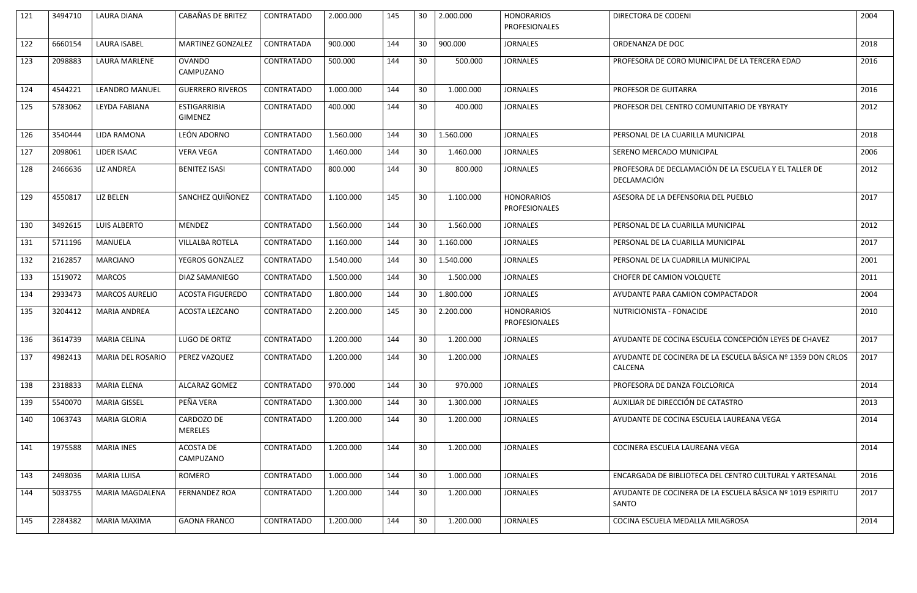| 121 | 3494710 | LAURA DIANA | CABAÑAS DE BRITEZ | CONTRATADO | 2.000.000 | 145 | 30 | 2.000.000 | HONORARIOS PROFESIONALES | DIRECTORA DE CODENI | 2004 |
|---|---|---|---|---|---|---|---|---|---|---|---|
| 122 | 6660154 | LAURA ISABEL | MARTINEZ GONZALEZ | CONTRATADA | 900.000 | 144 | 30 | 900.000 | JORNALES | ORDENANZA DE DOC | 2018 |
| 123 | 2098883 | LAURA MARLENE | OVANDO CAMPUZANO | CONTRATADO | 500.000 | 144 | 30 | 500.000 | JORNALES | PROFESORA DE CORO MUNICIPAL DE LA TERCERA EDAD | 2016 |
| 124 | 4544221 | LEANDRO MANUEL | GUERRERO RIVEROS | CONTRATADO | 1.000.000 | 144 | 30 | 1.000.000 | JORNALES | PROFESOR DE GUITARRA | 2016 |
| 125 | 5783062 | LEYDA FABIANA | ESTIGARRIBIA GIMENEZ | CONTRATADO | 400.000 | 144 | 30 | 400.000 | JORNALES | PROFESOR DEL CENTRO COMUNITARIO DE YBYRATY | 2012 |
| 126 | 3540444 | LIDA RAMONA | LEÓN ADORNO | CONTRATADO | 1.560.000 | 144 | 30 | 1.560.000 | JORNALES | PERSONAL DE LA CUARILLA MUNICIPAL | 2018 |
| 127 | 2098061 | LIDER ISAAC | VERA VEGA | CONTRATADO | 1.460.000 | 144 | 30 | 1.460.000 | JORNALES | SERENO MERCADO MUNICIPAL | 2006 |
| 128 | 2466636 | LIZ ANDREA | BENITEZ ISASI | CONTRATADO | 800.000 | 144 | 30 | 800.000 | JORNALES | PROFESORA DE DECLAMACIÓN DE LA ESCUELA Y EL TALLER DE DECLAMACIÓN | 2012 |
| 129 | 4550817 | LIZ BELEN | SANCHEZ QUIÑONEZ | CONTRATADO | 1.100.000 | 145 | 30 | 1.100.000 | HONORARIOS PROFESIONALES | ASESORA DE LA DEFENSORIA DEL PUEBLO | 2017 |
| 130 | 3492615 | LUIS ALBERTO | MENDEZ | CONTRATADO | 1.560.000 | 144 | 30 | 1.560.000 | JORNALES | PERSONAL DE LA CUARILLA MUNICIPAL | 2012 |
| 131 | 5711196 | MANUELA | VILLALBA ROTELA | CONTRATADO | 1.160.000 | 144 | 30 | 1.160.000 | JORNALES | PERSONAL DE LA CUARILLA MUNICIPAL | 2017 |
| 132 | 2162857 | MARCIANO | YEGROS GONZALEZ | CONTRATADO | 1.540.000 | 144 | 30 | 1.540.000 | JORNALES | PERSONAL DE LA CUADRILLA MUNICIPAL | 2001 |
| 133 | 1519072 | MARCOS | DIAZ SAMANIEGO | CONTRATADO | 1.500.000 | 144 | 30 | 1.500.000 | JORNALES | CHOFER DE CAMION VOLQUETE | 2011 |
| 134 | 2933473 | MARCOS AURELIO | ACOSTA FIGUEREDO | CONTRATADO | 1.800.000 | 144 | 30 | 1.800.000 | JORNALES | AYUDANTE PARA CAMION COMPACTADOR | 2004 |
| 135 | 3204412 | MARIA ANDREA | ACOSTA LEZCANO | CONTRATADO | 2.200.000 | 145 | 30 | 2.200.000 | HONORARIOS PROFESIONALES | NUTRICIONISTA - FONACIDE | 2010 |
| 136 | 3614739 | MARIA CELINA | LUGO DE ORTIZ | CONTRATADO | 1.200.000 | 144 | 30 | 1.200.000 | JORNALES | AYUDANTE DE COCINA ESCUELA CONCEPCIÓN LEYES DE CHAVEZ | 2017 |
| 137 | 4982413 | MARIA DEL ROSARIO | PEREZ VAZQUEZ | CONTRATADO | 1.200.000 | 144 | 30 | 1.200.000 | JORNALES | AYUDANTE DE COCINERA DE LA ESCUELA BÁSICA Nº 1359 DON CRLOS CALCENA | 2017 |
| 138 | 2318833 | MARIA ELENA | ALCARAZ GOMEZ | CONTRATADO | 970.000 | 144 | 30 | 970.000 | JORNALES | PROFESORA DE DANZA FOLCLORICA | 2014 |
| 139 | 5540070 | MARIA GISSEL | PEÑA VERA | CONTRATADO | 1.300.000 | 144 | 30 | 1.300.000 | JORNALES | AUXILIAR DE DIRECCIÓN DE CATASTRO | 2013 |
| 140 | 1063743 | MARIA GLORIA | CARDOZO DE MERELES | CONTRATADO | 1.200.000 | 144 | 30 | 1.200.000 | JORNALES | AYUDANTE DE COCINA ESCUELA LAUREANA VEGA | 2014 |
| 141 | 1975588 | MARIA INES | ACOSTA DE CAMPUZANO | CONTRATADO | 1.200.000 | 144 | 30 | 1.200.000 | JORNALES | COCINERA ESCUELA LAUREANA VEGA | 2014 |
| 143 | 2498036 | MARIA LUISA | ROMERO | CONTRATADO | 1.000.000 | 144 | 30 | 1.000.000 | JORNALES | ENCARGADA DE BIBLIOTECA DEL CENTRO CULTURAL Y ARTESANAL | 2016 |
| 144 | 5033755 | MARIA MAGDALENA | FERNANDEZ ROA | CONTRATADO | 1.200.000 | 144 | 30 | 1.200.000 | JORNALES | AYUDANTE DE COCINERA DE LA ESCUELA BÁSICA Nº 1019 ESPIRITU SANTO | 2017 |
| 145 | 2284382 | MARIA MAXIMA | GAONA FRANCO | CONTRATADO | 1.200.000 | 144 | 30 | 1.200.000 | JORNALES | COCINA ESCUELA MEDALLA MILAGROSA | 2014 |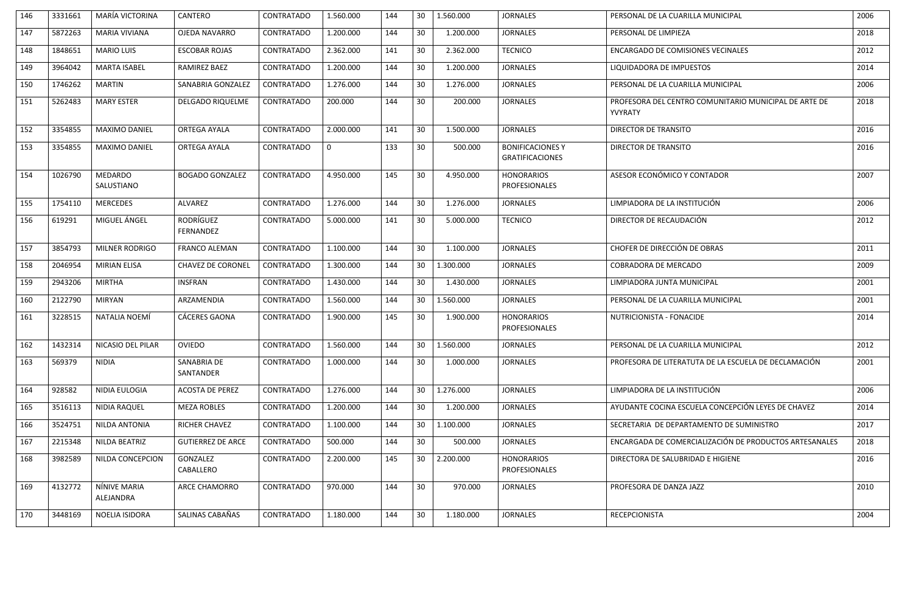| 146 | 3331661 | MARÍA VICTORINA | CANTERO | CONTRATADO | 1.560.000 | 144 | 30 | 1.560.000 | JORNALES | PERSONAL DE LA CUARILLA MUNICIPAL | 2006 |
|---|---|---|---|---|---|---|---|---|---|---|---|
| 147 | 5872263 | MARIA VIVIANA | OJEDA NAVARRO | CONTRATADO | 1.200.000 | 144 | 30 | 1.200.000 | JORNALES | PERSONAL DE LIMPIEZA | 2018 |
| 148 | 1848651 | MARIO LUIS | ESCOBAR ROJAS | CONTRATADO | 2.362.000 | 141 | 30 | 2.362.000 | TECNICO | ENCARGADO DE COMISIONES VECINALES | 2012 |
| 149 | 3964042 | MARTA ISABEL | RAMIREZ BAEZ | CONTRATADO | 1.200.000 | 144 | 30 | 1.200.000 | JORNALES | LIQUIDADORA DE IMPUESTOS | 2014 |
| 150 | 1746262 | MARTIN | SANABRIA GONZALEZ | CONTRATADO | 1.276.000 | 144 | 30 | 1.276.000 | JORNALES | PERSONAL DE LA CUARILLA MUNICIPAL | 2006 |
| 151 | 5262483 | MARY ESTER | DELGADO RIQUELME | CONTRATADO | 200.000 | 144 | 30 | 200.000 | JORNALES | PROFESORA DEL CENTRO COMUNITARIO MUNICIPAL DE ARTE DE YVYRATY | 2018 |
| 152 | 3354855 | MAXIMO DANIEL | ORTEGA AYALA | CONTRATADO | 2.000.000 | 141 | 30 | 1.500.000 | JORNALES | DIRECTOR DE TRANSITO | 2016 |
| 153 | 3354855 | MAXIMO DANIEL | ORTEGA AYALA | CONTRATADO | 0 | 133 | 30 | 500.000 | BONIFICACIONES Y GRATIFICACIONES | DIRECTOR DE TRANSITO | 2016 |
| 154 | 1026790 | MEDARDO SALUSTIANO | BOGADO GONZALEZ | CONTRATADO | 4.950.000 | 145 | 30 | 4.950.000 | HONORARIOS PROFESIONALES | ASESOR ECONÓMICO Y CONTADOR | 2007 |
| 155 | 1754110 | MERCEDES | ALVAREZ | CONTRATADO | 1.276.000 | 144 | 30 | 1.276.000 | JORNALES | LIMPIADORA DE LA INSTITUCIÓN | 2006 |
| 156 | 619291 | MIGUEL ÁNGEL | RODRÍGUEZ FERNANDEZ | CONTRATADO | 5.000.000 | 141 | 30 | 5.000.000 | TECNICO | DIRECTOR DE RECAUDACIÓN | 2012 |
| 157 | 3854793 | MILNER RODRIGO | FRANCO ALEMAN | CONTRATADO | 1.100.000 | 144 | 30 | 1.100.000 | JORNALES | CHOFER DE DIRECCIÓN DE OBRAS | 2011 |
| 158 | 2046954 | MIRIAN ELISA | CHAVEZ DE CORONEL | CONTRATADO | 1.300.000 | 144 | 30 | 1.300.000 | JORNALES | COBRADORA DE MERCADO | 2009 |
| 159 | 2943206 | MIRTHA | INSFRAN | CONTRATADO | 1.430.000 | 144 | 30 | 1.430.000 | JORNALES | LIMPIADORA JUNTA MUNICIPAL | 2001 |
| 160 | 2122790 | MIRYAN | ARZAMENDIA | CONTRATADO | 1.560.000 | 144 | 30 | 1.560.000 | JORNALES | PERSONAL DE LA CUARILLA MUNICIPAL | 2001 |
| 161 | 3228515 | NATALIA NOEMÍ | CÁCERES GAONA | CONTRATADO | 1.900.000 | 145 | 30 | 1.900.000 | HONORARIOS PROFESIONALES | NUTRICIONISTA - FONACIDE | 2014 |
| 162 | 1432314 | NICASIO DEL PILAR | OVIEDO | CONTRATADO | 1.560.000 | 144 | 30 | 1.560.000 | JORNALES | PERSONAL DE LA CUARILLA MUNICIPAL | 2012 |
| 163 | 569379 | NIDIA | SANABRIA DE SANTANDER | CONTRATADO | 1.000.000 | 144 | 30 | 1.000.000 | JORNALES | PROFESORA DE LITERATUTA DE LA ESCUELA DE DECLAMACIÓN | 2001 |
| 164 | 928582 | NIDIA EULOGIA | ACOSTA DE PEREZ | CONTRATADO | 1.276.000 | 144 | 30 | 1.276.000 | JORNALES | LIMPIADORA DE LA INSTITUCIÓN | 2006 |
| 165 | 3516113 | NIDIA RAQUEL | MEZA ROBLES | CONTRATADO | 1.200.000 | 144 | 30 | 1.200.000 | JORNALES | AYUDANTE COCINA ESCUELA CONCEPCIÓN LEYES DE CHAVEZ | 2014 |
| 166 | 3524751 | NILDA ANTONIA | RICHER CHAVEZ | CONTRATADO | 1.100.000 | 144 | 30 | 1.100.000 | JORNALES | SECRETARIA DE DEPARTAMENTO DE SUMINISTRO | 2017 |
| 167 | 2215348 | NILDA BEATRIZ | GUTIERREZ DE ARCE | CONTRATADO | 500.000 | 144 | 30 | 500.000 | JORNALES | ENCARGADA DE COMERCIALIZACIÓN DE PRODUCTOS ARTESANALES | 2018 |
| 168 | 3982589 | NILDA CONCEPCION | GONZALEZ CABALLERO | CONTRATADO | 2.200.000 | 145 | 30 | 2.200.000 | HONORARIOS PROFESIONALES | DIRECTORA DE SALUBRIDAD E HIGIENE | 2016 |
| 169 | 4132772 | NÍNIVE MARIA ALEJANDRA | ARCE CHAMORRO | CONTRATADO | 970.000 | 144 | 30 | 970.000 | JORNALES | PROFESORA DE DANZA JAZZ | 2010 |
| 170 | 3448169 | NOELIA ISIDORA | SALINAS CABAÑAS | CONTRATADO | 1.180.000 | 144 | 30 | 1.180.000 | JORNALES | RECEPCIONISTA | 2004 |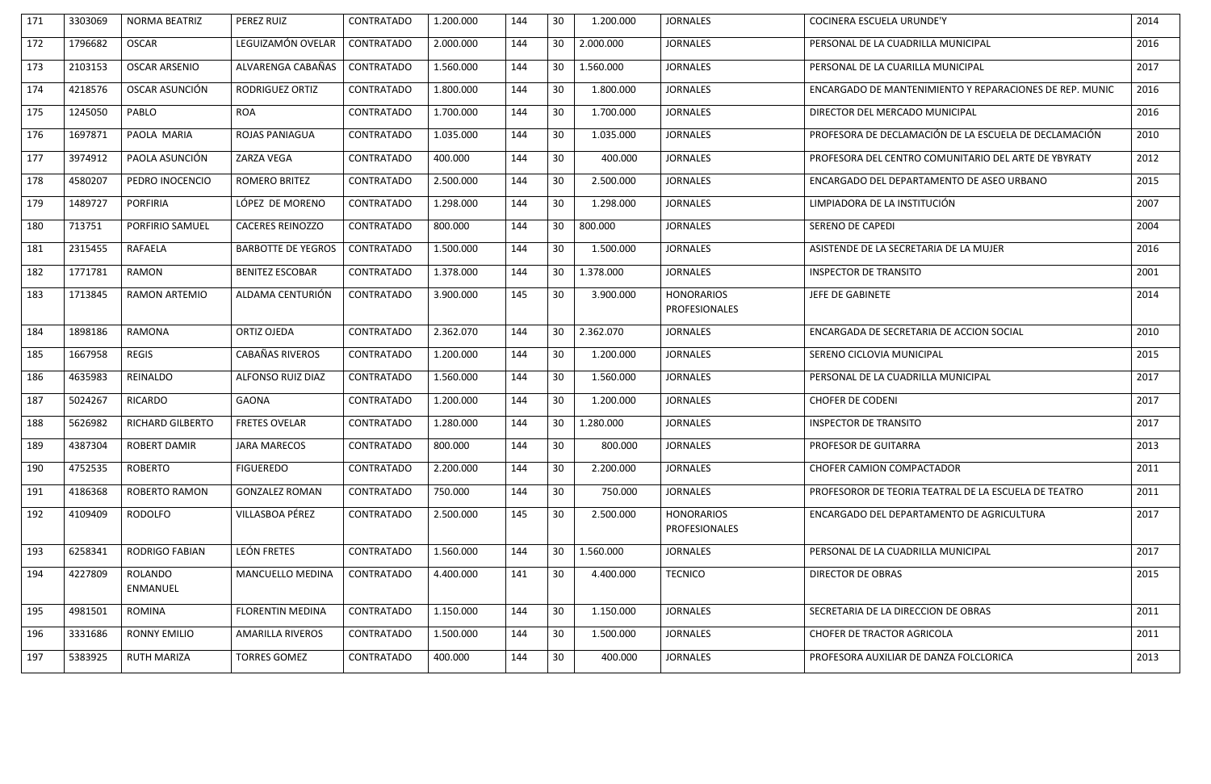| 171 | 3303069 | NORMA BEATRIZ | PEREZ RUIZ | CONTRATADO | 1.200.000 | 144 | 30 | 1.200.000 | JORNALES | COCINERA ESCUELA URUNDE'Y | 2014 |
|---|---|---|---|---|---|---|---|---|---|---|---|
| 172 | 1796682 | OSCAR | LEGUIZAMÓN OVELAR | CONTRATADO | 2.000.000 | 144 | 30 | 2.000.000 | JORNALES | PERSONAL DE LA CUADRILLA MUNICIPAL | 2016 |
| 173 | 2103153 | OSCAR ARSENIO | ALVARENGA CABAÑAS | CONTRATADO | 1.560.000 | 144 | 30 | 1.560.000 | JORNALES | PERSONAL DE LA CUARILLA MUNICIPAL | 2017 |
| 174 | 4218576 | OSCAR ASUNCIÓN | RODRIGUEZ ORTIZ | CONTRATADO | 1.800.000 | 144 | 30 | 1.800.000 | JORNALES | ENCARGADO DE MANTENIMIENTO Y REPARACIONES DE REP. MUNIC | 2016 |
| 175 | 1245050 | PABLO | ROA | CONTRATADO | 1.700.000 | 144 | 30 | 1.700.000 | JORNALES | DIRECTOR DEL MERCADO MUNICIPAL | 2016 |
| 176 | 1697871 | PAOLA MARIA | ROJAS PANIAGUA | CONTRATADO | 1.035.000 | 144 | 30 | 1.035.000 | JORNALES | PROFESORA DE DECLAMACIÓN DE LA ESCUELA DE DECLAMACIÓN | 2010 |
| 177 | 3974912 | PAOLA ASUNCIÓN | ZARZA VEGA | CONTRATADO | 400.000 | 144 | 30 | 400.000 | JORNALES | PROFESORA DEL CENTRO COMUNITARIO DEL ARTE DE YBYRATY | 2012 |
| 178 | 4580207 | PEDRO INOCENCIO | ROMERO BRITEZ | CONTRATADO | 2.500.000 | 144 | 30 | 2.500.000 | JORNALES | ENCARGADO DEL DEPARTAMENTO DE ASEO URBANO | 2015 |
| 179 | 1489727 | PORFIRIA | LÓPEZ DE MORENO | CONTRATADO | 1.298.000 | 144 | 30 | 1.298.000 | JORNALES | LIMPIADORA DE LA INSTITUCIÓN | 2007 |
| 180 | 713751 | PORFIRIO SAMUEL | CACERES REINOZZO | CONTRATADO | 800.000 | 144 | 30 | 800.000 | JORNALES | SERENO DE CAPEDI | 2004 |
| 181 | 2315455 | RAFAELA | BARBOTTE DE YEGROS | CONTRATADO | 1.500.000 | 144 | 30 | 1.500.000 | JORNALES | ASISTENDE DE LA SECRETARIA DE LA MUJER | 2016 |
| 182 | 1771781 | RAMON | BENITEZ ESCOBAR | CONTRATADO | 1.378.000 | 144 | 30 | 1.378.000 | JORNALES | INSPECTOR DE TRANSITO | 2001 |
| 183 | 1713845 | RAMON ARTEMIO | ALDAMA CENTURIÓN | CONTRATADO | 3.900.000 | 145 | 30 | 3.900.000 | HONORARIOS PROFESIONALES | JEFE DE GABINETE | 2014 |
| 184 | 1898186 | RAMONA | ORTIZ OJEDA | CONTRATADO | 2.362.070 | 144 | 30 | 2.362.070 | JORNALES | ENCARGADA DE SECRETARIA DE ACCION SOCIAL | 2010 |
| 185 | 1667958 | REGIS | CABAÑAS RIVEROS | CONTRATADO | 1.200.000 | 144 | 30 | 1.200.000 | JORNALES | SERENO CICLOVIA MUNICIPAL | 2015 |
| 186 | 4635983 | REINALDO | ALFONSO RUIZ DIAZ | CONTRATADO | 1.560.000 | 144 | 30 | 1.560.000 | JORNALES | PERSONAL DE LA CUADRILLA MUNICIPAL | 2017 |
| 187 | 5024267 | RICARDO | GAONA | CONTRATADO | 1.200.000 | 144 | 30 | 1.200.000 | JORNALES | CHOFER DE CODENI | 2017 |
| 188 | 5626982 | RICHARD GILBERTO | FRETES OVELAR | CONTRATADO | 1.280.000 | 144 | 30 | 1.280.000 | JORNALES | INSPECTOR DE TRANSITO | 2017 |
| 189 | 4387304 | ROBERT DAMIR | JARA MARECOS | CONTRATADO | 800.000 | 144 | 30 | 800.000 | JORNALES | PROFESOR DE GUITARRA | 2013 |
| 190 | 4752535 | ROBERTO | FIGUEREDO | CONTRATADO | 2.200.000 | 144 | 30 | 2.200.000 | JORNALES | CHOFER CAMION COMPACTADOR | 2011 |
| 191 | 4186368 | ROBERTO RAMON | GONZALEZ ROMAN | CONTRATADO | 750.000 | 144 | 30 | 750.000 | JORNALES | PROFESOROR DE TEORIA TEATRAL DE LA ESCUELA DE TEATRO | 2011 |
| 192 | 4109409 | RODOLFO | VILLASBOA PÉREZ | CONTRATADO | 2.500.000 | 145 | 30 | 2.500.000 | HONORARIOS PROFESIONALES | ENCARGADO DEL DEPARTAMENTO DE AGRICULTURA | 2017 |
| 193 | 6258341 | RODRIGO FABIAN | LEÓN FRETES | CONTRATADO | 1.560.000 | 144 | 30 | 1.560.000 | JORNALES | PERSONAL DE LA CUADRILLA MUNICIPAL | 2017 |
| 194 | 4227809 | ROLANDO ENMANUEL | MANCUELLO MEDINA | CONTRATADO | 4.400.000 | 141 | 30 | 4.400.000 | TECNICO | DIRECTOR DE OBRAS | 2015 |
| 195 | 4981501 | ROMINA | FLORENTIN MEDINA | CONTRATADO | 1.150.000 | 144 | 30 | 1.150.000 | JORNALES | SECRETARIA DE LA DIRECCION DE OBRAS | 2011 |
| 196 | 3331686 | RONNY EMILIO | AMARILLA RIVEROS | CONTRATADO | 1.500.000 | 144 | 30 | 1.500.000 | JORNALES | CHOFER DE TRACTOR AGRICOLA | 2011 |
| 197 | 5383925 | RUTH MARIZA | TORRES GOMEZ | CONTRATADO | 400.000 | 144 | 30 | 400.000 | JORNALES | PROFESORA AUXILIAR DE DANZA FOLCLORICA | 2013 |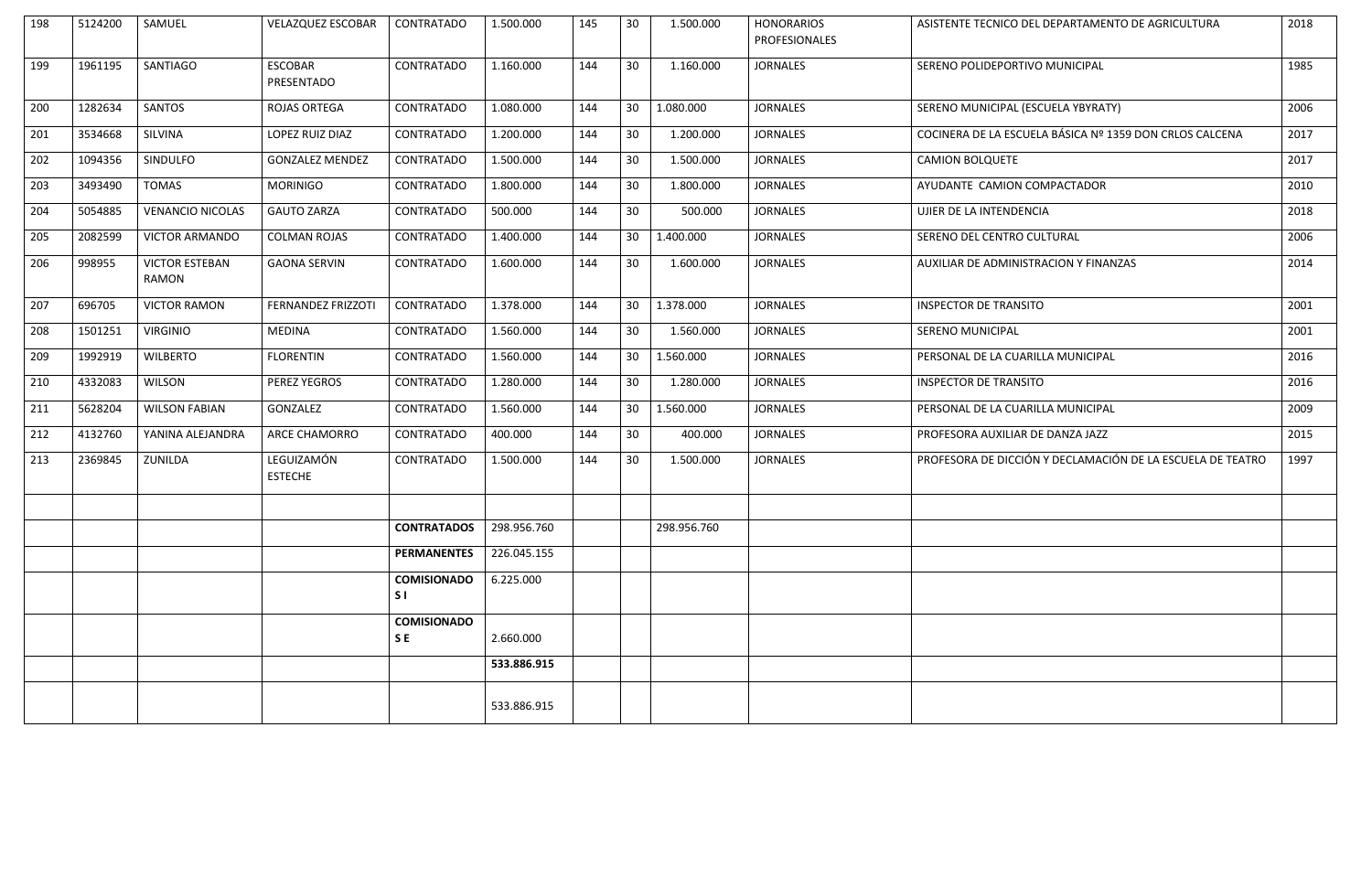| 198 | 5124200 | SAMUEL | VELAZQUEZ ESCOBAR | CONTRATADO | 1.500.000 | 145 | 30 | 1.500.000 | HONORARIOS PROFESIONALES | ASISTENTE TECNICO DEL DEPARTAMENTO DE AGRICULTURA | 2018 |
|---|---|---|---|---|---|---|---|---|---|---|---|
| 199 | 1961195 | SANTIAGO | ESCOBAR PRESENTADO | CONTRATADO | 1.160.000 | 144 | 30 | 1.160.000 | JORNALES | SERENO POLIDEPORTIVO MUNICIPAL | 1985 |
| 200 | 1282634 | SANTOS | ROJAS ORTEGA | CONTRATADO | 1.080.000 | 144 | 30 | 1.080.000 | JORNALES | SERENO MUNICIPAL (ESCUELA YBYRATY) | 2006 |
| 201 | 3534668 | SILVINA | LOPEZ RUIZ DIAZ | CONTRATADO | 1.200.000 | 144 | 30 | 1.200.000 | JORNALES | COCINERA DE LA ESCUELA BÁSICA Nº 1359 DON CRLOS CALCENA | 2017 |
| 202 | 1094356 | SINDULFO | GONZALEZ MENDEZ | CONTRATADO | 1.500.000 | 144 | 30 | 1.500.000 | JORNALES | CAMION BOLQUETE | 2017 |
| 203 | 3493490 | TOMAS | MORINIGO | CONTRATADO | 1.800.000 | 144 | 30 | 1.800.000 | JORNALES | AYUDANTE CAMION COMPACTADOR | 2010 |
| 204 | 5054885 | VENANCIO NICOLAS | GAUTO ZARZA | CONTRATADO | 500.000 | 144 | 30 | 500.000 | JORNALES | UJIER DE LA INTENDENCIA | 2018 |
| 205 | 2082599 | VICTOR ARMANDO | COLMAN ROJAS | CONTRATADO | 1.400.000 | 144 | 30 | 1.400.000 | JORNALES | SERENO DEL CENTRO CULTURAL | 2006 |
| 206 | 998955 | VICTOR ESTEBAN RAMON | GAONA SERVIN | CONTRATADO | 1.600.000 | 144 | 30 | 1.600.000 | JORNALES | AUXILIAR DE ADMINISTRACION Y FINANZAS | 2014 |
| 207 | 696705 | VICTOR RAMON | FERNANDEZ FRIZZOTI | CONTRATADO | 1.378.000 | 144 | 30 | 1.378.000 | JORNALES | INSPECTOR DE TRANSITO | 2001 |
| 208 | 1501251 | VIRGINIO | MEDINA | CONTRATADO | 1.560.000 | 144 | 30 | 1.560.000 | JORNALES | SERENO MUNICIPAL | 2001 |
| 209 | 1992919 | WILBERTO | FLORENTIN | CONTRATADO | 1.560.000 | 144 | 30 | 1.560.000 | JORNALES | PERSONAL DE LA CUARILLA MUNICIPAL | 2016 |
| 210 | 4332083 | WILSON | PEREZ YEGROS | CONTRATADO | 1.280.000 | 144 | 30 | 1.280.000 | JORNALES | INSPECTOR DE TRANSITO | 2016 |
| 211 | 5628204 | WILSON FABIAN | GONZALEZ | CONTRATADO | 1.560.000 | 144 | 30 | 1.560.000 | JORNALES | PERSONAL DE LA CUARILLA MUNICIPAL | 2009 |
| 212 | 4132760 | YANINA ALEJANDRA | ARCE CHAMORRO | CONTRATADO | 400.000 | 144 | 30 | 400.000 | JORNALES | PROFESORA AUXILIAR DE DANZA JAZZ | 2015 |
| 213 | 2369845 | ZUNILDA | LEGUIZAMÓN ESTECHE | CONTRATADO | 1.500.000 | 144 | 30 | 1.500.000 | JORNALES | PROFESORA DE DICCIÓN Y DECLAMACIÓN DE LA ESCUELA DE TEATRO | 1997 |
| | | | | | | | | | | | |
| | | | | **CONTRATADOS** | 298.956.760 | | | 298.956.760 | | | |
| | | | | **PERMANENTES** | 226.045.155 | | | | | | |
| | | | | **COMISIONADOS I** | 6.225.000 | | | | | | |
| | | | | **COMISIONADOS E** | 2.660.000 | | | | | | |
| | | | | | **533.886.915** | | | | | | |
| | | | | | 533.886.915 | | | | | | |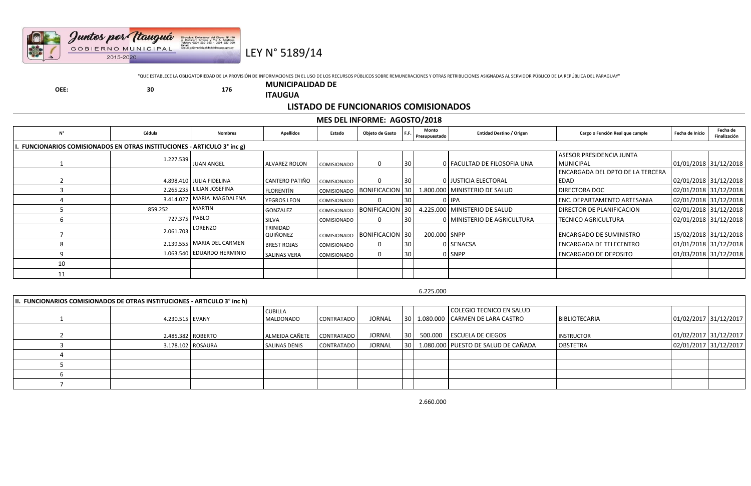Juntos por Itauguá

GOBIERNO MUNICIPAL

2015-2020

Dirección: Defensores del Chaco Nº 170 c/ Caballero Alvarez y Tte. A. Martínez. Telefax: 0294 220 252 - 0294 220 359 Email: contacto@municipalidaditaugua.gov.py

# LEY N° 5189/14

"QUE ESTABLECE LA OBLIGATORIEDAD DE LA PROVISIÓN DE INFORMACIONES EN EL USO DE LOS RECURSOS PÚBLICOS SOBRE REMUNERACIONES Y OTRAS RETRIBUCIONES ASIGNADAS AL SERVIDOR PÚBLICO DE LA REPÚBLICA DEL PARAGUAY"

**OEE:** 30 176 **MUNICIPALIDAD DE ITAUGUA**

## LISTADO DE FUNCIONARIOS COMISIONADOS

### MES DEL INFORME: AGOSTO/2018

| N° | Cédula | Nombres | Apellidos | Estado | Objeto de Gasto | F.F. | Monto Presupuestado | Entidad Destino / Origen | Cargo o Función Real que cumple | Fecha de Inicio | Fecha de Finalización |
|---|---|---|---|---|---|---|---|---|---|---|---|
| **I. FUNCIONARIOS COMISIONADOS EN OTRAS INSTITUCIONES - ARTICULO 3° inc g)** | | | | | | | | | | | |
| 1 | 1.227.539 | JUAN ANGEL | ALVAREZ ROLON | COMISIONADO | 0 | 30 | 0 | FACULTAD DE FILOSOFIA UNA | ASESOR PRESIDENCIA JUNTA MUNICIPAL | 01/01/2018 | 31/12/2018 |
| 2 | 4.898.410 | JULIA FIDELINA | CANTERO PATIÑO | COMISIONADO | 0 | 30 | 0 | JUSTICIA ELECTORAL | ENCARGADA DEL DPTO DE LA TERCERA EDAD | 02/01/2018 | 31/12/2018 |
| 3 | 2.265.235 | LILIAN JOSEFINA | FLORENTÍN | COMISIONADO | BONIFICACION | 30 | 1.800.000 | MINISTERIO DE SALUD | DIRECTORA DOC | 02/01/2018 | 31/12/2018 |
| 4 | 3.414.027 | MARIA MAGDALENA | YEGROS LEON | COMISIONADO | 0 | 30 | 0 | IPA | ENC. DEPARTAMENTO ARTESANIA | 02/01/2018 | 31/12/2018 |
| 5 | 859.252 | MARTIN | GONZALEZ | COMISIONADO | BONIFICACION | 30 | 4.225.000 | MINISTERIO DE SALUD | DIRECTOR DE PLANIFICACION | 02/01/2018 | 31/12/2018 |
| 6 | 727.375 | PABLO | SILVA | COMISIONADO | 0 | 30 | 0 | MINISTERIO DE AGRICULTURA | TECNICO AGRICULTURA | 02/01/2018 | 31/12/2018 |
| 7 | 2.061.703 | LORENZO | TRINIDAD QUIÑONEZ | COMISIONADO | BONIFICACION | 30 | 200.000 | SNPP | ENCARGADO DE SUMINISTRO | 15/02/2018 | 31/12/2018 |
| 8 | 2.139.555 | MARIA DEL CARMEN | BREST ROJAS | COMISIONADO | 0 | 30 | 0 | SENACSA | ENCARGADA DE TELECENTRO | 01/01/2018 | 31/12/2018 |
| 9 | 1.063.540 | EDUARDO HERMINIO | SALINAS VERA | COMISIONADO | 0 | 30 | 0 | SNPP | ENCARGADO DE DEPOSITO | 01/03/2018 | 31/12/2018 |
| 10 | | | | | | | | | | | |
| 11 | | | | | | | | | | | |
| | | | | | | | 6.225.000 | | | | |

| N° | Cédula | Nombres | Apellidos | Estado | Objeto de Gasto | F.F. | Monto Presupuestado | Entidad Destino / Origen | Cargo o Función Real que cumple | Fecha de Inicio | Fecha de Finalización |
|---|---|---|---|---|---|---|---|---|---|---|---|
| **II. FUNCIONARIOS COMISIONADOS DE OTRAS INSTITUCIONES - ARTICULO 3° inc h)** | | | | | | | | | | | |
| 1 | 4.230.515 | EVANY | CUBILLA MALDONADO | CONTRATADO | JORNAL | 30 | 1.080.000 | COLEGIO TECNICO EN SALUD CARMEN DE LARA CASTRO | BIBLIOTECARIA | 01/02/2017 | 31/12/2017 |
| 2 | 2.485.382 | ROBERTO | ALMEIDA CAÑETE | CONTRATADO | JORNAL | 30 | 500.000 | ESCUELA DE CIEGOS | INSTRUCTOR | 01/02/2017 | 31/12/2017 |
| 3 | 3.178.102 | ROSAURA | SALINAS DENIS | CONTRATADO | JORNAL | 30 | 1.080.000 | PUESTO DE SALUD DE CAÑADA | OBSTETRA | 02/01/2017 | 31/12/2017 |
| 4 | | | | | | | | | | | |
| 5 | | | | | | | | | | | |
| 6 | | | | | | | | | | | |
| 7 | | | | | | | | | | | |
| | | | | | | | 2.660.000 | | | | |